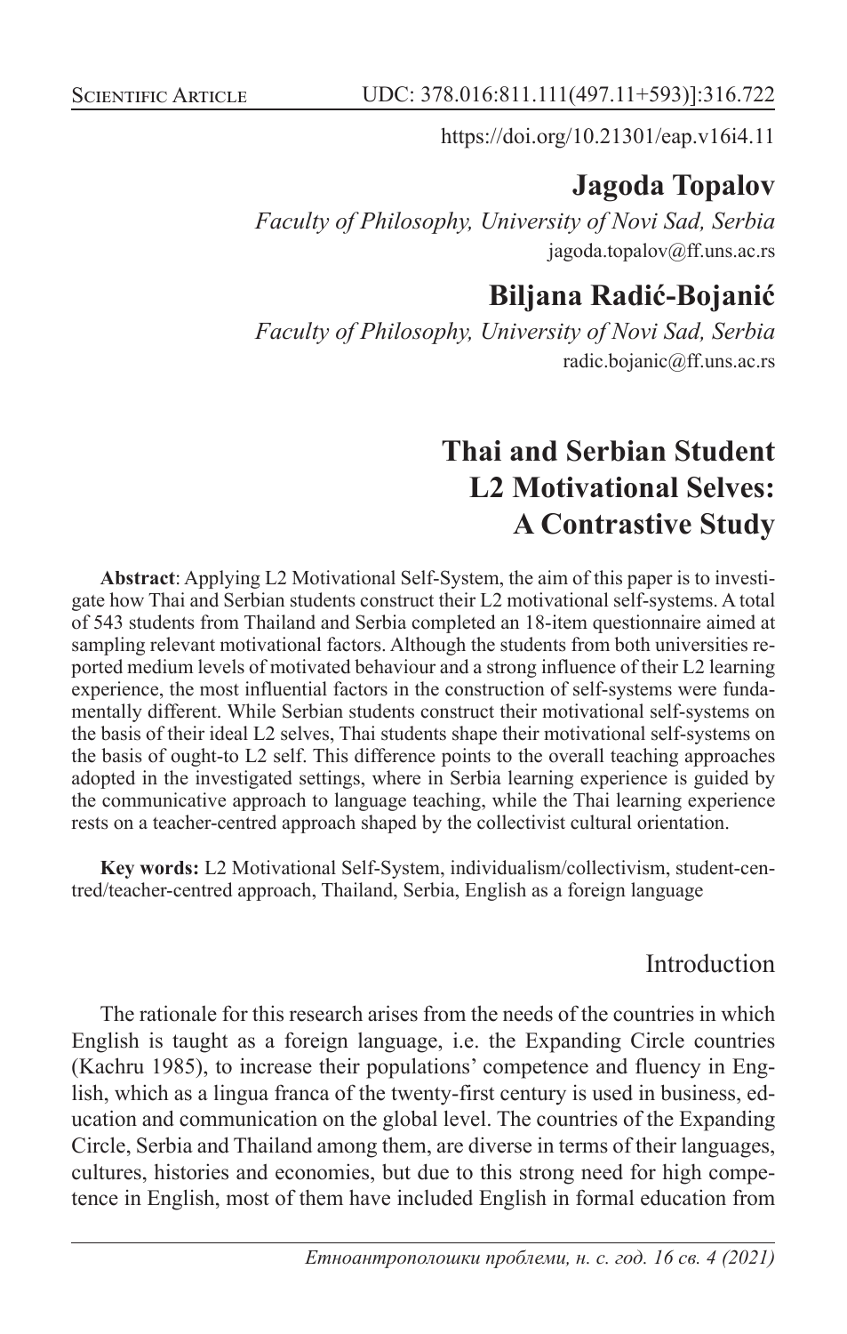Scientific Article UDC: 378.016:811.111(497.11+593)]:316.722

https://doi.org/10.21301/eap.v16i4.11

**Jagoda Topalov**

*Faculty of Philosophy, University of Novi Sad, Serbia*
jagoda.topalov@ff.uns.ac.rs

**Biljana Radić-Bojanić**

*Faculty of Philosophy, University of Novi Sad, Serbia*
radic.bojanic@ff.uns.ac.rs

# Thai and Serbian Student L2 Motivational Selves: A Contrastive Study

**Abstract**: Applying L2 Motivational Self-System, the aim of this paper is to investigate how Thai and Serbian students construct their L2 motivational self-systems. A total of 543 students from Thailand and Serbia completed an 18-item questionnaire aimed at sampling relevant motivational factors. Although the students from both universities reported medium levels of motivated behaviour and a strong influence of their L2 learning experience, the most influential factors in the construction of self-systems were fundamentally different. While Serbian students construct their motivational self-systems on the basis of their ideal L2 selves, Thai students shape their motivational self-systems on the basis of ought-to L2 self. This difference points to the overall teaching approaches adopted in the investigated settings, where in Serbia learning experience is guided by the communicative approach to language teaching, while the Thai learning experience rests on a teacher-centred approach shaped by the collectivist cultural orientation.

**Key words:** L2 Motivational Self-System, individualism/collectivism, student-centred/teacher-centred approach, Thailand, Serbia, English as a foreign language

## Introduction

The rationale for this research arises from the needs of the countries in which English is taught as a foreign language, i.e. the Expanding Circle countries (Kachru 1985), to increase their populations' competence and fluency in English, which as a lingua franca of the twenty-first century is used in business, education and communication on the global level. The countries of the Expanding Circle, Serbia and Thailand among them, are diverse in terms of their languages, cultures, histories and economies, but due to this strong need for high competence in English, most of them have included English in formal education from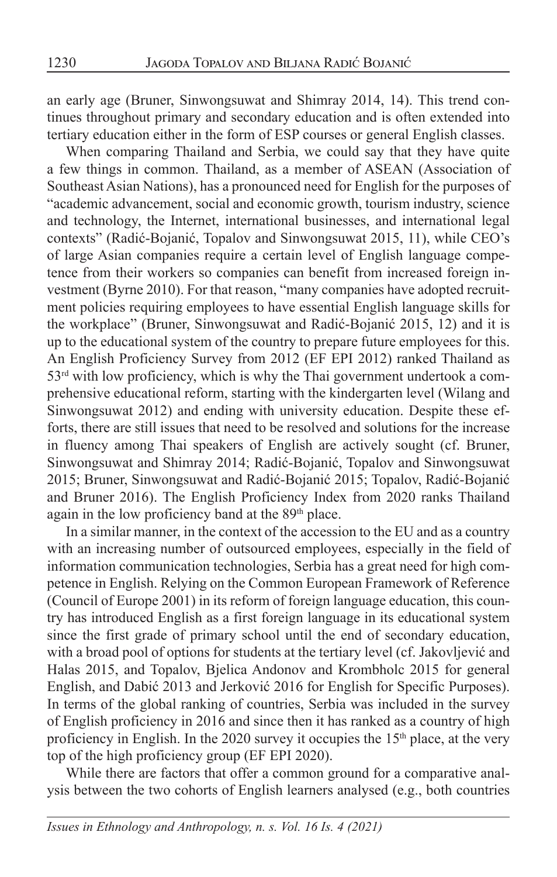an early age (Bruner, Sinwongsuwat and Shimray 2014, 14). This trend continues throughout primary and secondary education and is often extended into tertiary education either in the form of ESP courses or general English classes.

When comparing Thailand and Serbia, we could say that they have quite a few things in common. Thailand, as a member of ASEAN (Association of Southeast Asian Nations), has a pronounced need for English for the purposes of "academic advancement, social and economic growth, tourism industry, science and technology, the Internet, international businesses, and international legal contexts" (Radić-Bojanić, Topalov and Sinwongsuwat 2015, 11), while CEO's of large Asian companies require a certain level of English language competence from their workers so companies can benefit from increased foreign investment (Byrne 2010). For that reason, "many companies have adopted recruitment policies requiring employees to have essential English language skills for the workplace" (Bruner, Sinwongsuwat and Radić-Bojanić 2015, 12) and it is up to the educational system of the country to prepare future employees for this. An English Proficiency Survey from 2012 (EF EPI 2012) ranked Thailand as 53rd with low proficiency, which is why the Thai government undertook a comprehensive educational reform, starting with the kindergarten level (Wilang and Sinwongsuwat 2012) and ending with university education. Despite these efforts, there are still issues that need to be resolved and solutions for the increase in fluency among Thai speakers of English are actively sought (cf. Bruner, Sinwongsuwat and Shimray 2014; Radić-Bojanić, Topalov and Sinwongsuwat 2015; Bruner, Sinwongsuwat and Radić-Bojanić 2015; Topalov, Radić-Bojanić and Bruner 2016). The English Proficiency Index from 2020 ranks Thailand again in the low proficiency band at the 89th place.

In a similar manner, in the context of the accession to the EU and as a country with an increasing number of outsourced employees, especially in the field of information communication technologies, Serbia has a great need for high competence in English. Relying on the Common European Framework of Reference (Council of Europe 2001) in its reform of foreign language education, this country has introduced English as a first foreign language in its educational system since the first grade of primary school until the end of secondary education, with a broad pool of options for students at the tertiary level (cf. Jakovljević and Halas 2015, and Topalov, Bjelica Andonov and Krombholc 2015 for general English, and Dabić 2013 and Jerković 2016 for English for Specific Purposes). In terms of the global ranking of countries, Serbia was included in the survey of English proficiency in 2016 and since then it has ranked as a country of high proficiency in English. In the 2020 survey it occupies the 15th place, at the very top of the high proficiency group (EF EPI 2020).

While there are factors that offer a common ground for a comparative analysis between the two cohorts of English learners analysed (e.g., both countries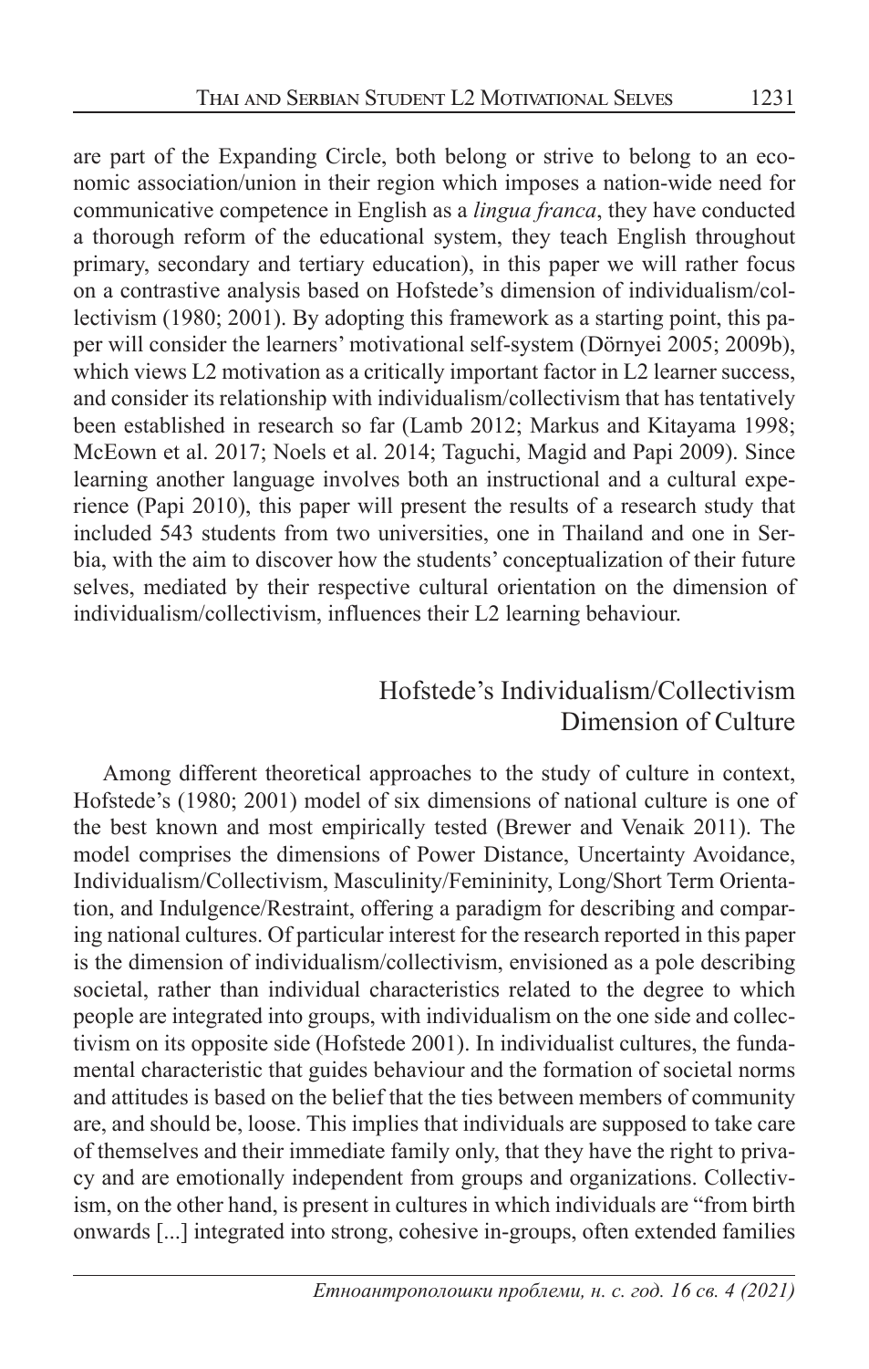are part of the Expanding Circle, both belong or strive to belong to an economic association/union in their region which imposes a nation-wide need for communicative competence in English as a *lingua franca*, they have conducted a thorough reform of the educational system, they teach English throughout primary, secondary and tertiary education), in this paper we will rather focus on a contrastive analysis based on Hofstede's dimension of individualism/collectivism (1980; 2001). By adopting this framework as a starting point, this paper will consider the learners' motivational self-system (Dörnyei 2005; 2009b), which views L2 motivation as a critically important factor in L2 learner success, and consider its relationship with individualism/collectivism that has tentatively been established in research so far (Lamb 2012; Markus and Kitayama 1998; McEown et al. 2017; Noels et al. 2014; Taguchi, Magid and Papi 2009). Since learning another language involves both an instructional and a cultural experience (Papi 2010), this paper will present the results of a research study that included 543 students from two universities, one in Thailand and one in Serbia, with the aim to discover how the students' conceptualization of their future selves, mediated by their respective cultural orientation on the dimension of individualism/collectivism, influences their L2 learning behaviour.

## Hofstede's Individualism/Collectivism Dimension of Culture

Among different theoretical approaches to the study of culture in context, Hofstede's (1980; 2001) model of six dimensions of national culture is one of the best known and most empirically tested (Brewer and Venaik 2011). The model comprises the dimensions of Power Distance, Uncertainty Avoidance, Individualism/Collectivism, Masculinity/Femininity, Long/Short Term Orientation, and Indulgence/Restraint, offering a paradigm for describing and comparing national cultures. Of particular interest for the research reported in this paper is the dimension of individualism/collectivism, envisioned as a pole describing societal, rather than individual characteristics related to the degree to which people are integrated into groups, with individualism on the one side and collectivism on its opposite side (Hofstede 2001). In individualist cultures, the fundamental characteristic that guides behaviour and the formation of societal norms and attitudes is based on the belief that the ties between members of community are, and should be, loose. This implies that individuals are supposed to take care of themselves and their immediate family only, that they have the right to privacy and are emotionally independent from groups and organizations. Collectivism, on the other hand, is present in cultures in which individuals are "from birth onwards [...] integrated into strong, cohesive in-groups, often extended families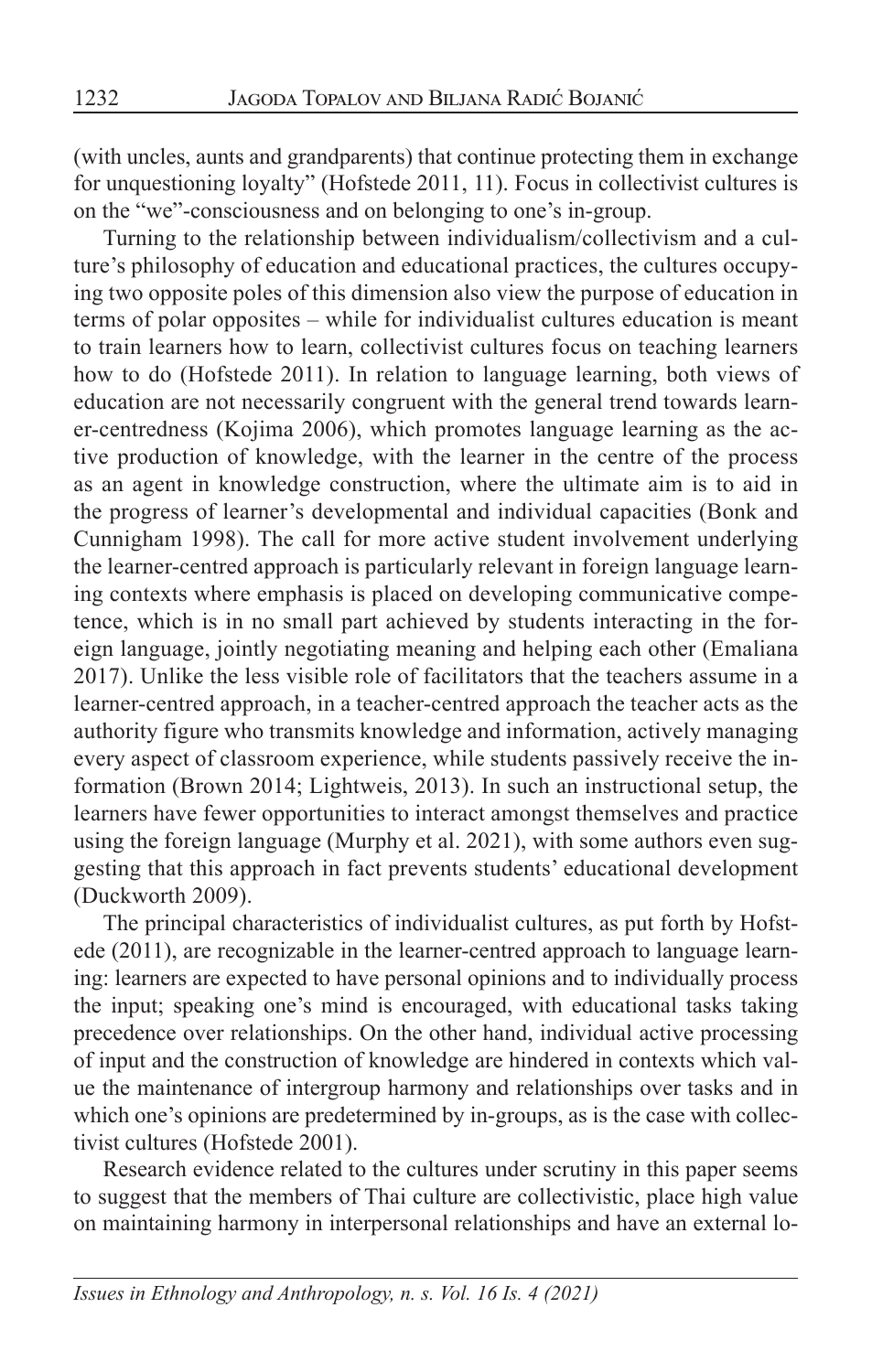(with uncles, aunts and grandparents) that continue protecting them in exchange for unquestioning loyalty" (Hofstede 2011, 11). Focus in collectivist cultures is on the "we"-consciousness and on belonging to one's in-group.

Turning to the relationship between individualism/collectivism and a culture's philosophy of education and educational practices, the cultures occupying two opposite poles of this dimension also view the purpose of education in terms of polar opposites – while for individualist cultures education is meant to train learners how to learn, collectivist cultures focus on teaching learners how to do (Hofstede 2011). In relation to language learning, both views of education are not necessarily congruent with the general trend towards learner-centredness (Kojima 2006), which promotes language learning as the active production of knowledge, with the learner in the centre of the process as an agent in knowledge construction, where the ultimate aim is to aid in the progress of learner's developmental and individual capacities (Bonk and Cunnigham 1998). The call for more active student involvement underlying the learner-centred approach is particularly relevant in foreign language learning contexts where emphasis is placed on developing communicative competence, which is in no small part achieved by students interacting in the foreign language, jointly negotiating meaning and helping each other (Emaliana 2017). Unlike the less visible role of facilitators that the teachers assume in a learner-centred approach, in a teacher-centred approach the teacher acts as the authority figure who transmits knowledge and information, actively managing every aspect of classroom experience, while students passively receive the information (Brown 2014; Lightweis, 2013). In such an instructional setup, the learners have fewer opportunities to interact amongst themselves and practice using the foreign language (Murphy et al. 2021), with some authors even suggesting that this approach in fact prevents students' educational development (Duckworth 2009).

The principal characteristics of individualist cultures, as put forth by Hofstede (2011), are recognizable in the learner-centred approach to language learning: learners are expected to have personal opinions and to individually process the input; speaking one's mind is encouraged, with educational tasks taking precedence over relationships. On the other hand, individual active processing of input and the construction of knowledge are hindered in contexts which value the maintenance of intergroup harmony and relationships over tasks and in which one's opinions are predetermined by in-groups, as is the case with collectivist cultures (Hofstede 2001).

Research evidence related to the cultures under scrutiny in this paper seems to suggest that the members of Thai culture are collectivistic, place high value on maintaining harmony in interpersonal relationships and have an external lo-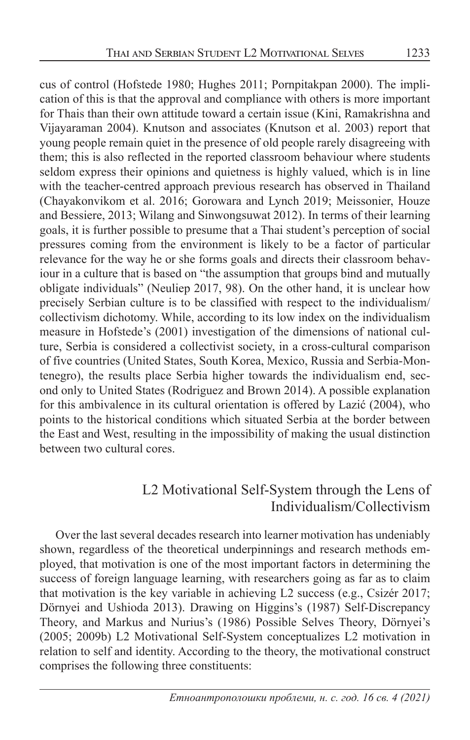cus of control (Hofstede 1980; Hughes 2011; Pornpitakpan 2000). The implication of this is that the approval and compliance with others is more important for Thais than their own attitude toward a certain issue (Kini, Ramakrishna and Vijayaraman 2004). Knutson and associates (Knutson et al. 2003) report that young people remain quiet in the presence of old people rarely disagreeing with them; this is also reflected in the reported classroom behaviour where students seldom express their opinions and quietness is highly valued, which is in line with the teacher-centred approach previous research has observed in Thailand (Chayakonvikom et al. 2016; Gorowara and Lynch 2019; Meissonier, Houze and Bessiere, 2013; Wilang and Sinwongsuwat 2012). In terms of their learning goals, it is further possible to presume that a Thai student's perception of social pressures coming from the environment is likely to be a factor of particular relevance for the way he or she forms goals and directs their classroom behaviour in a culture that is based on "the assumption that groups bind and mutually obligate individuals" (Neuliep 2017, 98). On the other hand, it is unclear how precisely Serbian culture is to be classified with respect to the individualism/collectivism dichotomy. While, according to its low index on the individualism measure in Hofstede's (2001) investigation of the dimensions of national culture, Serbia is considered a collectivist society, in a cross-cultural comparison of five countries (United States, South Korea, Mexico, Russia and Serbia-Montenegro), the results place Serbia higher towards the individualism end, second only to United States (Rodriguez and Brown 2014). A possible explanation for this ambivalence in its cultural orientation is offered by Lazić (2004), who points to the historical conditions which situated Serbia at the border between the East and West, resulting in the impossibility of making the usual distinction between two cultural cores.

## L2 Motivational Self-System through the Lens of Individualism/Collectivism

Over the last several decades research into learner motivation has undeniably shown, regardless of the theoretical underpinnings and research methods employed, that motivation is one of the most important factors in determining the success of foreign language learning, with researchers going as far as to claim that motivation is the key variable in achieving L2 success (e.g., Csizér 2017; Dörnyei and Ushioda 2013). Drawing on Higgins's (1987) Self-Discrepancy Theory, and Markus and Nurius's (1986) Possible Selves Theory, Dörnyei's (2005; 2009b) L2 Motivational Self-System conceptualizes L2 motivation in relation to self and identity. According to the theory, the motivational construct comprises the following three constituents: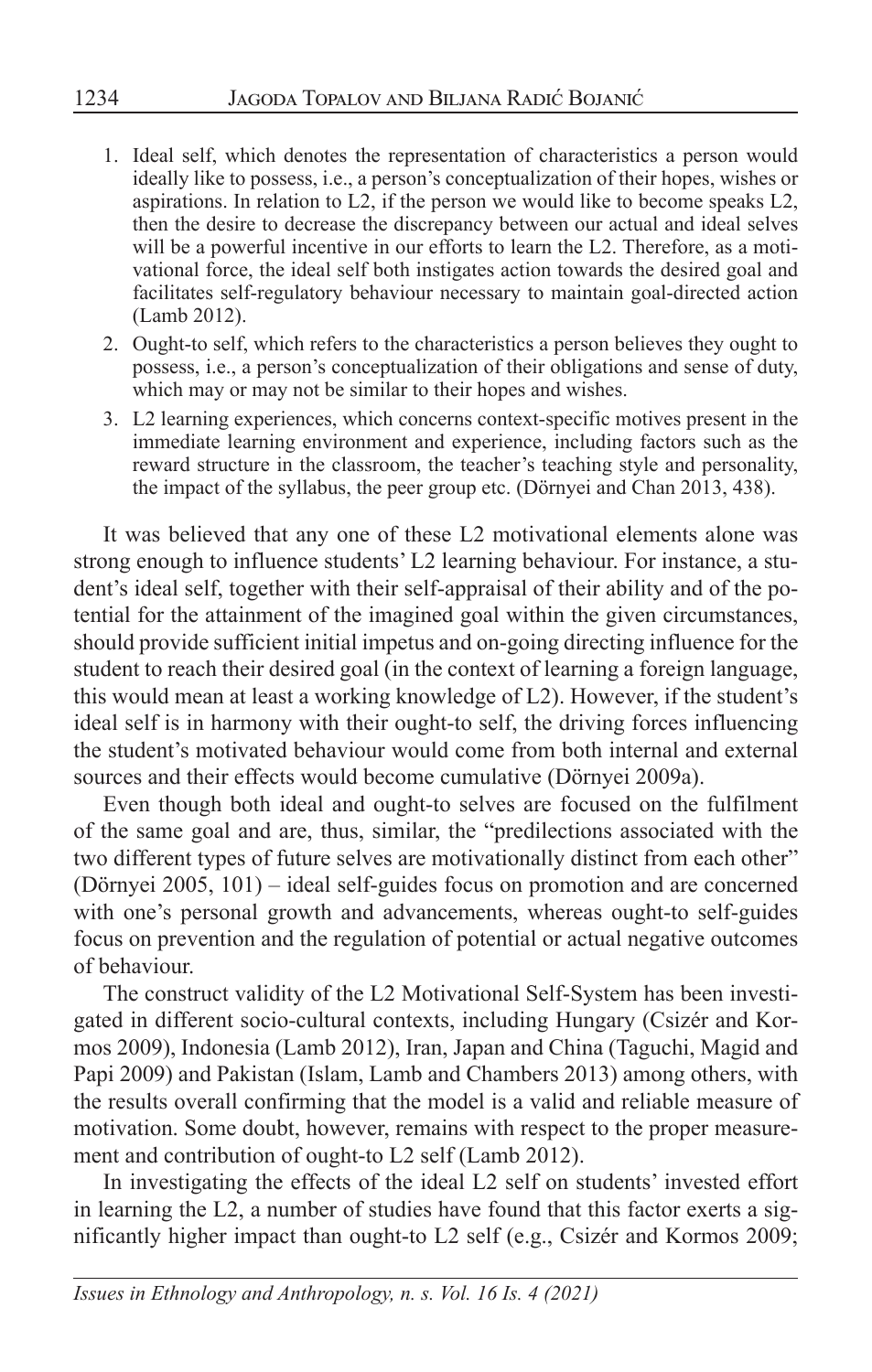1. Ideal self, which denotes the representation of characteristics a person would ideally like to possess, i.e., a person's conceptualization of their hopes, wishes or aspirations. In relation to L2, if the person we would like to become speaks L2, then the desire to decrease the discrepancy between our actual and ideal selves will be a powerful incentive in our efforts to learn the L2. Therefore, as a motivational force, the ideal self both instigates action towards the desired goal and facilitates self-regulatory behaviour necessary to maintain goal-directed action (Lamb 2012).
2. Ought-to self, which refers to the characteristics a person believes they ought to possess, i.e., a person's conceptualization of their obligations and sense of duty, which may or may not be similar to their hopes and wishes.
3. L2 learning experiences, which concerns context-specific motives present in the immediate learning environment and experience, including factors such as the reward structure in the classroom, the teacher's teaching style and personality, the impact of the syllabus, the peer group etc. (Dörnyei and Chan 2013, 438).

It was believed that any one of these L2 motivational elements alone was strong enough to influence students' L2 learning behaviour. For instance, a student's ideal self, together with their self-appraisal of their ability and of the potential for the attainment of the imagined goal within the given circumstances, should provide sufficient initial impetus and on-going directing influence for the student to reach their desired goal (in the context of learning a foreign language, this would mean at least a working knowledge of L2). However, if the student's ideal self is in harmony with their ought-to self, the driving forces influencing the student's motivated behaviour would come from both internal and external sources and their effects would become cumulative (Dörnyei 2009a).

Even though both ideal and ought-to selves are focused on the fulfilment of the same goal and are, thus, similar, the "predilections associated with the two different types of future selves are motivationally distinct from each other" (Dörnyei 2005, 101) – ideal self-guides focus on promotion and are concerned with one's personal growth and advancements, whereas ought-to self-guides focus on prevention and the regulation of potential or actual negative outcomes of behaviour.

The construct validity of the L2 Motivational Self-System has been investigated in different socio-cultural contexts, including Hungary (Csizér and Kormos 2009), Indonesia (Lamb 2012), Iran, Japan and China (Taguchi, Magid and Papi 2009) and Pakistan (Islam, Lamb and Chambers 2013) among others, with the results overall confirming that the model is a valid and reliable measure of motivation. Some doubt, however, remains with respect to the proper measurement and contribution of ought-to L2 self (Lamb 2012).

In investigating the effects of the ideal L2 self on students' invested effort in learning the L2, a number of studies have found that this factor exerts a significantly higher impact than ought-to L2 self (e.g., Csizér and Kormos 2009;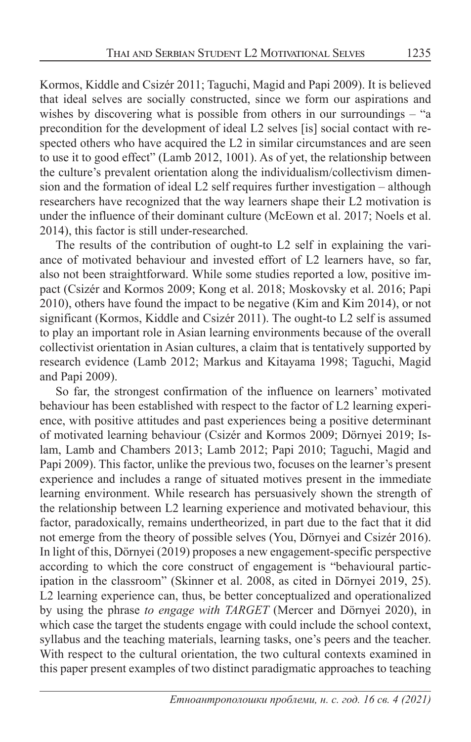Kormos, Kiddle and Csizér 2011; Taguchi, Magid and Papi 2009). It is believed that ideal selves are socially constructed, since we form our aspirations and wishes by discovering what is possible from others in our surroundings – "a precondition for the development of ideal L2 selves [is] social contact with respected others who have acquired the L2 in similar circumstances and are seen to use it to good effect" (Lamb 2012, 1001). As of yet, the relationship between the culture's prevalent orientation along the individualism/collectivism dimension and the formation of ideal L2 self requires further investigation – although researchers have recognized that the way learners shape their L2 motivation is under the influence of their dominant culture (McEown et al. 2017; Noels et al. 2014), this factor is still under-researched.

The results of the contribution of ought-to L2 self in explaining the variance of motivated behaviour and invested effort of L2 learners have, so far, also not been straightforward. While some studies reported a low, positive impact (Csizér and Kormos 2009; Kong et al. 2018; Moskovsky et al. 2016; Papi 2010), others have found the impact to be negative (Kim and Kim 2014), or not significant (Kormos, Kiddle and Csizér 2011). The ought-to L2 self is assumed to play an important role in Asian learning environments because of the overall collectivist orientation in Asian cultures, a claim that is tentatively supported by research evidence (Lamb 2012; Markus and Kitayama 1998; Taguchi, Magid and Papi 2009).

So far, the strongest confirmation of the influence on learners' motivated behaviour has been established with respect to the factor of L2 learning experience, with positive attitudes and past experiences being a positive determinant of motivated learning behaviour (Csizér and Kormos 2009; Dörnyei 2019; Islam, Lamb and Chambers 2013; Lamb 2012; Papi 2010; Taguchi, Magid and Papi 2009). This factor, unlike the previous two, focuses on the learner's present experience and includes a range of situated motives present in the immediate learning environment. While research has persuasively shown the strength of the relationship between L2 learning experience and motivated behaviour, this factor, paradoxically, remains undertheorized, in part due to the fact that it did not emerge from the theory of possible selves (You, Dörnyei and Csizér 2016). In light of this, Dörnyei (2019) proposes a new engagement-specific perspective according to which the core construct of engagement is "behavioural participation in the classroom" (Skinner et al. 2008, as cited in Dörnyei 2019, 25). L2 learning experience can, thus, be better conceptualized and operationalized by using the phrase *to engage with TARGET* (Mercer and Dörnyei 2020), in which case the target the students engage with could include the school context, syllabus and the teaching materials, learning tasks, one's peers and the teacher. With respect to the cultural orientation, the two cultural contexts examined in this paper present examples of two distinct paradigmatic approaches to teaching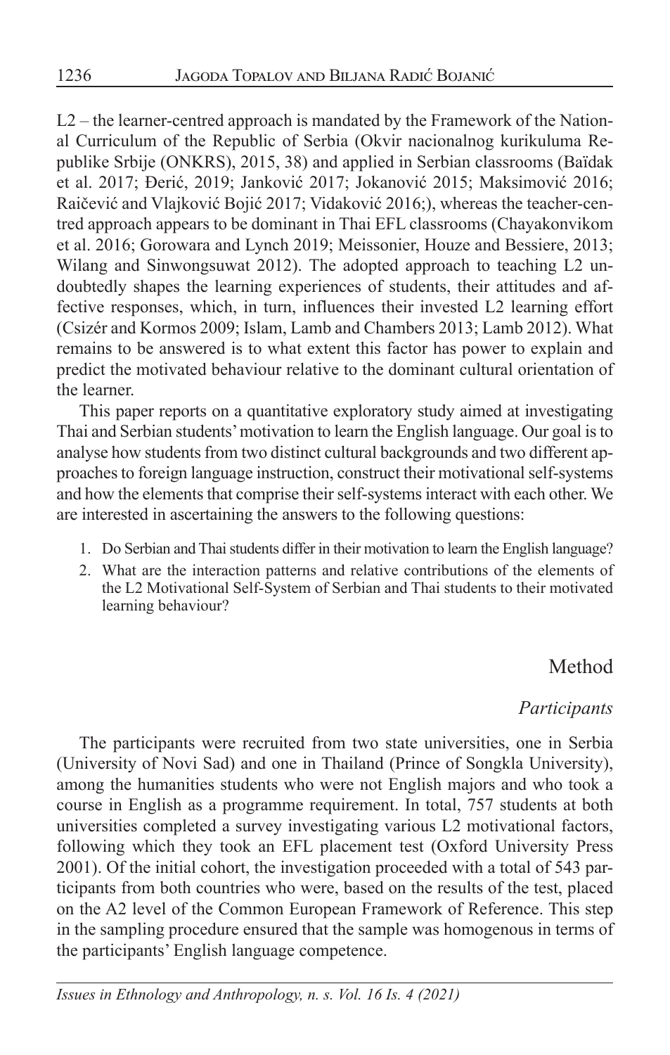L2 – the learner-centred approach is mandated by the Framework of the National Curriculum of the Republic of Serbia (Okvir nacionalnog kurikuluma Republike Srbije (ONKRS), 2015, 38) and applied in Serbian classrooms (Baïdak et al. 2017; Đerić, 2019; Janković 2017; Jokanović 2015; Maksimović 2016; Raičević and Vlajković Bojić 2017; Vidaković 2016;), whereas the teacher-centred approach appears to be dominant in Thai EFL classrooms (Chayakonvikom et al. 2016; Gorowara and Lynch 2019; Meissonier, Houze and Bessiere, 2013; Wilang and Sinwongsuwat 2012). The adopted approach to teaching L2 undoubtedly shapes the learning experiences of students, their attitudes and affective responses, which, in turn, influences their invested L2 learning effort (Csizér and Kormos 2009; Islam, Lamb and Chambers 2013; Lamb 2012). What remains to be answered is to what extent this factor has power to explain and predict the motivated behaviour relative to the dominant cultural orientation of the learner.

This paper reports on a quantitative exploratory study aimed at investigating Thai and Serbian students' motivation to learn the English language. Our goal is to analyse how students from two distinct cultural backgrounds and two different approaches to foreign language instruction, construct their motivational self-systems and how the elements that comprise their self-systems interact with each other. We are interested in ascertaining the answers to the following questions:

1. Do Serbian and Thai students differ in their motivation to learn the English language?
2. What are the interaction patterns and relative contributions of the elements of the L2 Motivational Self-System of Serbian and Thai students to their motivated learning behaviour?

## Method

### *Participants*

The participants were recruited from two state universities, one in Serbia (University of Novi Sad) and one in Thailand (Prince of Songkla University), among the humanities students who were not English majors and who took a course in English as a programme requirement. In total, 757 students at both universities completed a survey investigating various L2 motivational factors, following which they took an EFL placement test (Oxford University Press 2001). Of the initial cohort, the investigation proceeded with a total of 543 participants from both countries who were, based on the results of the test, placed on the A2 level of the Common European Framework of Reference. This step in the sampling procedure ensured that the sample was homogenous in terms of the participants' English language competence.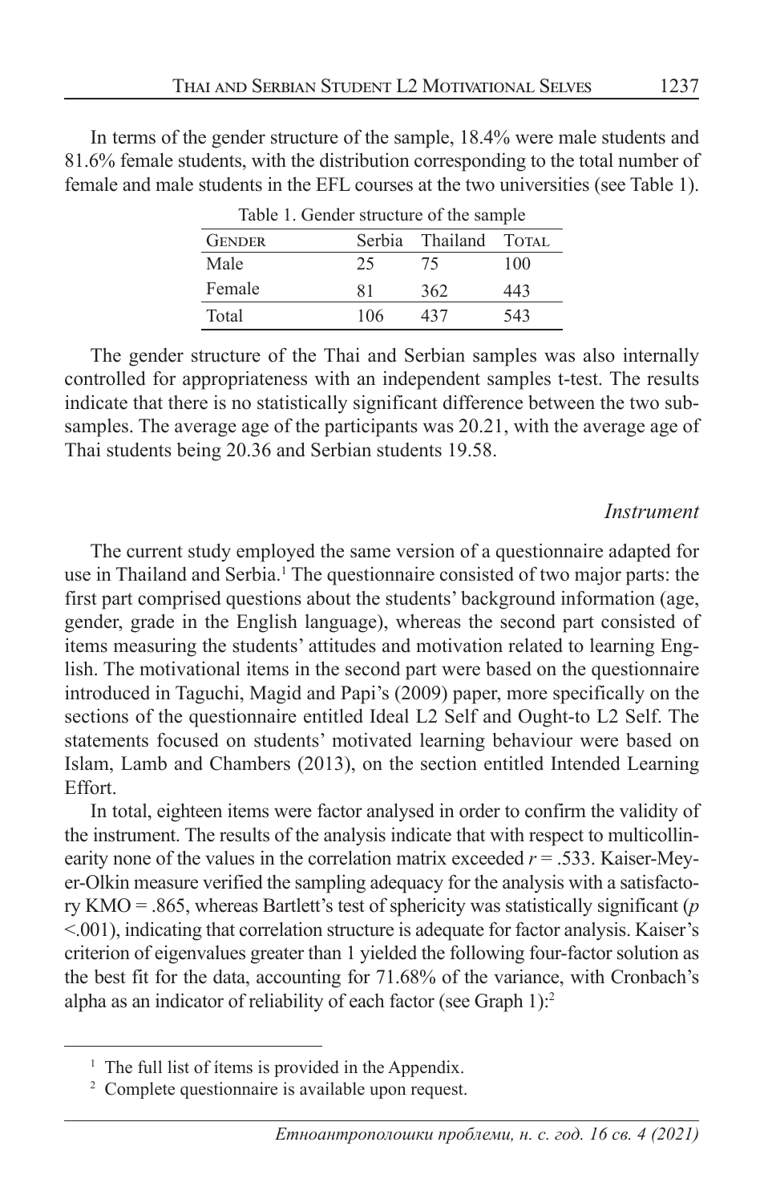In terms of the gender structure of the sample, 18.4% were male students and 81.6% female students, with the distribution corresponding to the total number of female and male students in the EFL courses at the two universities (see Table 1).

Table 1. Gender structure of the sample

| Gender | Serbia | Thailand | Total |
|---|---|---|---|
| Male | 25 | 75 | 100 |
| Female | 81 | 362 | 443 |
| Total | 106 | 437 | 543 |

The gender structure of the Thai and Serbian samples was also internally controlled for appropriateness with an independent samples t-test. The results indicate that there is no statistically significant difference between the two subsamples. The average age of the participants was 20.21, with the average age of Thai students being 20.36 and Serbian students 19.58.

### *Instrument*

The current study employed the same version of a questionnaire adapted for use in Thailand and Serbia.[1] The questionnaire consisted of two major parts: the first part comprised questions about the students' background information (age, gender, grade in the English language), whereas the second part consisted of items measuring the students' attitudes and motivation related to learning English. The motivational items in the second part were based on the questionnaire introduced in Taguchi, Magid and Papi's (2009) paper, more specifically on the sections of the questionnaire entitled Ideal L2 Self and Ought-to L2 Self. The statements focused on students' motivated learning behaviour were based on Islam, Lamb and Chambers (2013), on the section entitled Intended Learning Effort.

In total, eighteen items were factor analysed in order to confirm the validity of the instrument. The results of the analysis indicate that with respect to multicollinearity none of the values in the correlation matrix exceeded $r = .533$. Kaiser-Meyer-Olkin measure verified the sampling adequacy for the analysis with a satisfactory KMO = .865, whereas Bartlett's test of sphericity was statistically significant ($p < .001$), indicating that correlation structure is adequate for factor analysis. Kaiser's criterion of eigenvalues greater than 1 yielded the following four-factor solution as the best fit for the data, accounting for 71.68% of the variance, with Cronbach's alpha as an indicator of reliability of each factor (see Graph 1):[2]

[1] The full list of ítems is provided in the Appendix.

[2] Complete questionnaire is available upon request.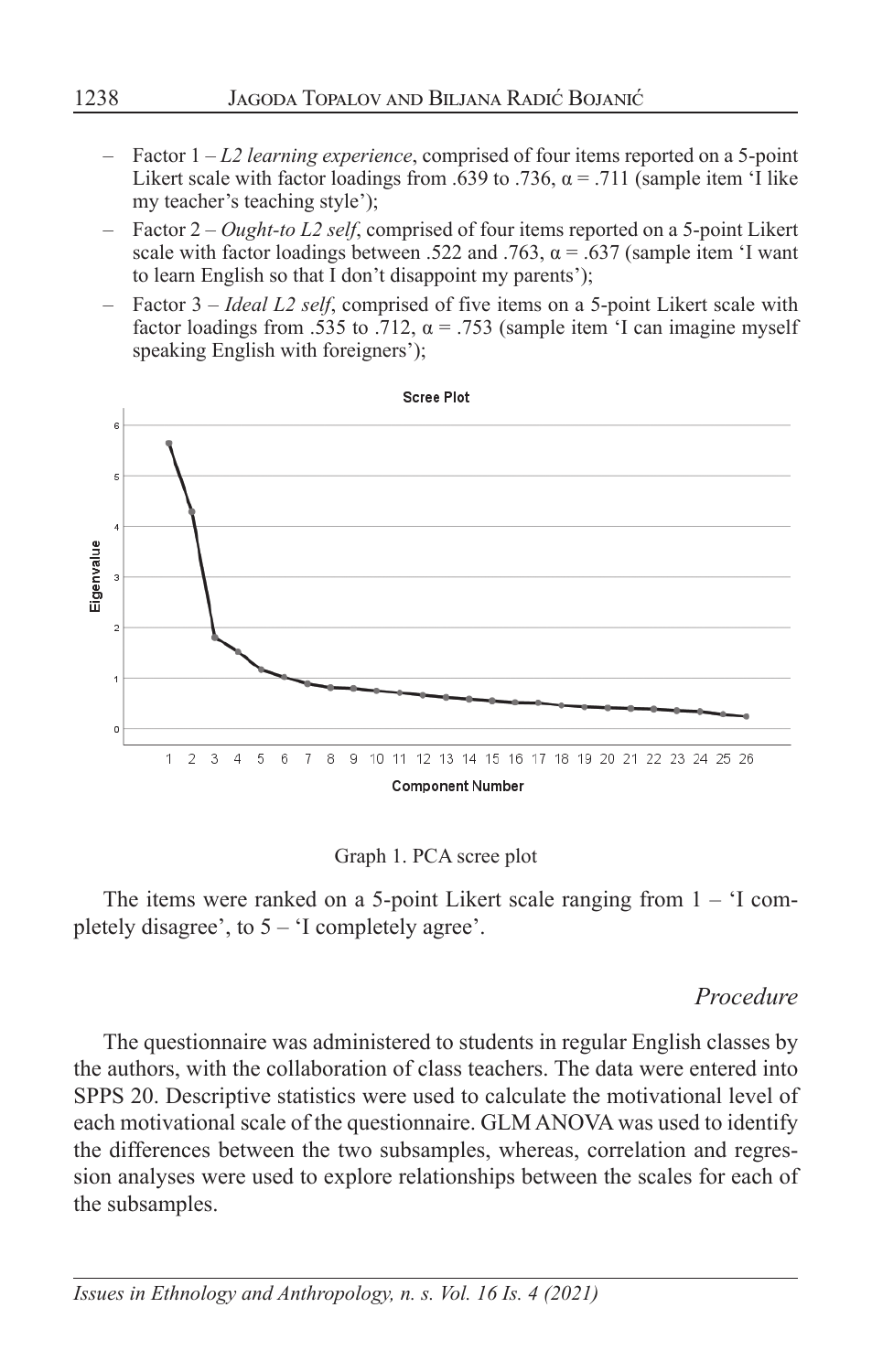- Factor 1 – *L2 learning experience*, comprised of four items reported on a 5-point Likert scale with factor loadings from .639 to .736, α = .711 (sample item 'I like my teacher's teaching style');
- Factor 2 – *Ought-to L2 self*, comprised of four items reported on a 5-point Likert scale with factor loadings between .522 and .763, α = .637 (sample item 'I want to learn English so that I don't disappoint my parents');
- Factor 3 – *Ideal L2 self*, comprised of five items on a 5-point Likert scale with factor loadings from .535 to .712, α = .753 (sample item 'I can imagine myself speaking English with foreigners');

Graph 1. PCA scree plot

The items were ranked on a 5-point Likert scale ranging from 1 – 'I completely disagree', to 5 – 'I completely agree'.

### *Procedure*

The questionnaire was administered to students in regular English classes by the authors, with the collaboration of class teachers. The data were entered into SPPS 20. Descriptive statistics were used to calculate the motivational level of each motivational scale of the questionnaire. GLM ANOVA was used to identify the differences between the two subsamples, whereas, correlation and regression analyses were used to explore relationships between the scales for each of the subsamples.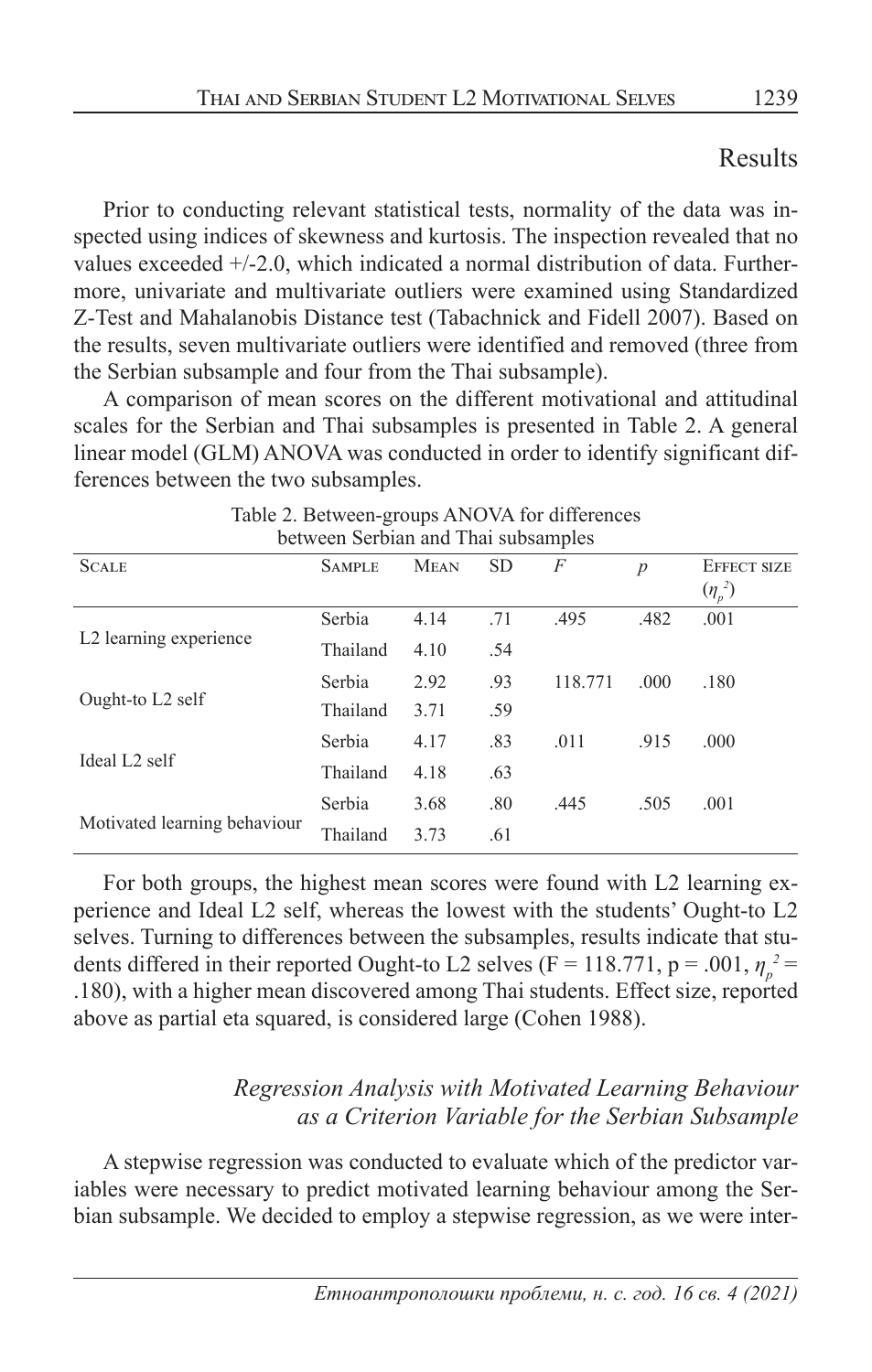## Results

Prior to conducting relevant statistical tests, normality of the data was inspected using indices of skewness and kurtosis. The inspection revealed that no values exceeded +/-2.0, which indicated a normal distribution of data. Furthermore, univariate and multivariate outliers were examined using Standardized Z-Test and Mahalanobis Distance test (Tabachnick and Fidell 2007). Based on the results, seven multivariate outliers were identified and removed (three from the Serbian subsample and four from the Thai subsample).

A comparison of mean scores on the different motivational and attitudinal scales for the Serbian and Thai subsamples is presented in Table 2. A general linear model (GLM) ANOVA was conducted in order to identify significant differences between the two subsamples.

Table 2. Between-groups ANOVA for differences between Serbian and Thai subsamples

| Scale | Sample | Mean | SD | $F$ | $p$ | Effect size ($\eta_p^2$) |
|---|---|---|---|---|---|---|
| L2 learning experience | Serbia | 4.14 | .71 | .495 | .482 | .001 |
| | Thailand | 4.10 | .54 | | | |
| Ought-to L2 self | Serbia | 2.92 | .93 | 118.771 | .000 | .180 |
| | Thailand | 3.71 | .59 | | | |
| Ideal L2 self | Serbia | 4.17 | .83 | .011 | .915 | .000 |
| | Thailand | 4.18 | .63 | | | |
| Motivated learning behaviour | Serbia | 3.68 | .80 | .445 | .505 | .001 |
| | Thailand | 3.73 | .61 | | | |

For both groups, the highest mean scores were found with L2 learning experience and Ideal L2 self, whereas the lowest with the students' Ought-to L2 selves. Turning to differences between the subsamples, results indicate that students differed in their reported Ought-to L2 selves ($F = 118.771$, $p = .001$, $\eta_p^2 = .180$), with a higher mean discovered among Thai students. Effect size, reported above as partial eta squared, is considered large (Cohen 1988).

### *Regression Analysis with Motivated Learning Behaviour as a Criterion Variable for the Serbian Subsample*

A stepwise regression was conducted to evaluate which of the predictor variables were necessary to predict motivated learning behaviour among the Serbian subsample. We decided to employ a stepwise regression, as we were inter-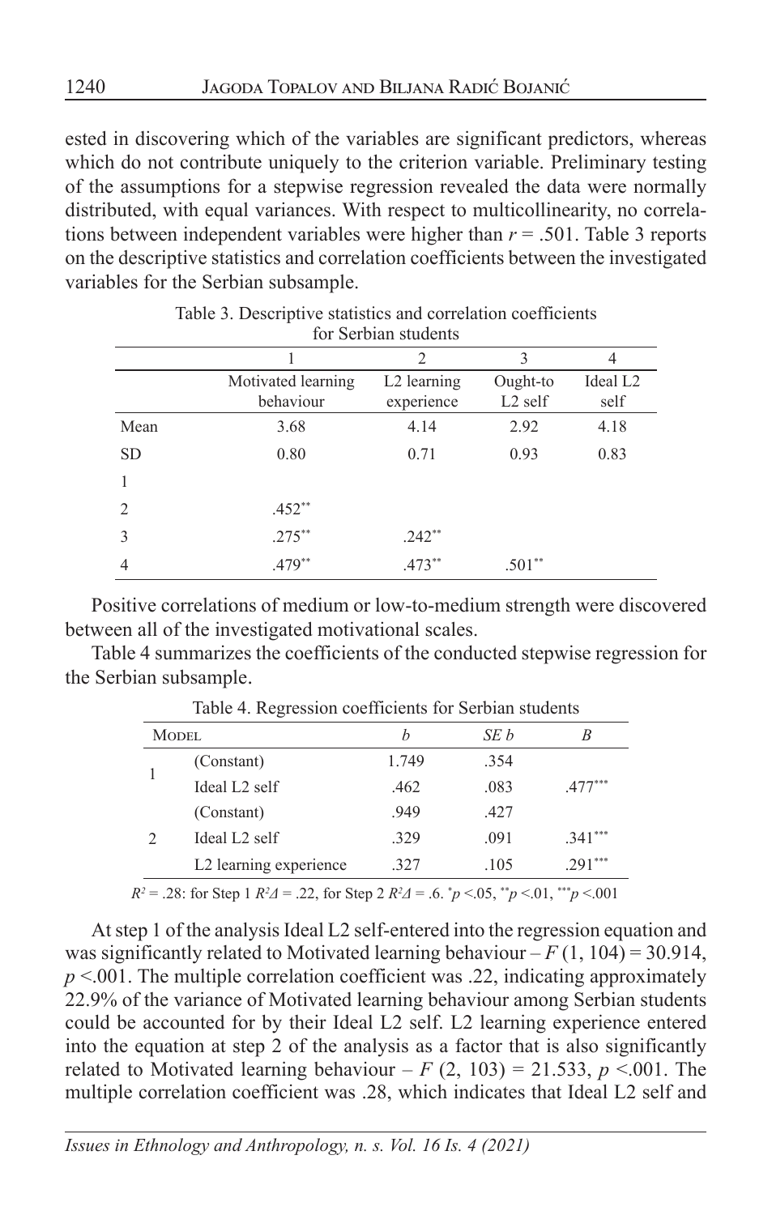ested in discovering which of the variables are significant predictors, whereas which do not contribute uniquely to the criterion variable. Preliminary testing of the assumptions for a stepwise regression revealed the data were normally distributed, with equal variances. With respect to multicollinearity, no correlations between independent variables were higher than $r = .501$. Table 3 reports on the descriptive statistics and correlation coefficients between the investigated variables for the Serbian subsample.

Table 3. Descriptive statistics and correlation coefficients for Serbian students

| | 1 | 2 | 3 | 4 |
|---|---|---|---|---|
| | Motivated learning behaviour | L2 learning experience | Ought-to L2 self | Ideal L2 self |
| Mean | 3.68 | 4.14 | 2.92 | 4.18 |
| SD | 0.80 | 0.71 | 0.93 | 0.83 |
| 1 | | | | |
| 2 | .452** | | | |
| 3 | .275** | .242** | | |
| 4 | .479** | .473** | .501** | |

Positive correlations of medium or low-to-medium strength were discovered between all of the investigated motivational scales.

Table 4 summarizes the coefficients of the conducted stepwise regression for the Serbian subsample.

Table 4. Regression coefficients for Serbian students

| Model | | *b* | *SE b* | *B* |
|---|---|---|---|---|
| 1 | (Constant) | 1.749 | .354 | |
| | Ideal L2 self | .462 | .083 | .477*** |
| 2 | (Constant) | .949 | .427 | |
| | Ideal L2 self | .329 | .091 | .341*** |
| | L2 learning experience | .327 | .105 | .291*** |

$R^2 = .28$: for Step 1 $R^2\Delta = .22$, for Step 2 $R^2\Delta = .6$. $^{*}p < .05$, $^{**}p < .01$, $^{***}p < .001$

At step 1 of the analysis Ideal L2 self-entered into the regression equation and was significantly related to Motivated learning behaviour – $F(1, 104) = 30.914$, $p < .001$. The multiple correlation coefficient was .22, indicating approximately 22.9% of the variance of Motivated learning behaviour among Serbian students could be accounted for by their Ideal L2 self. L2 learning experience entered into the equation at step 2 of the analysis as a factor that is also significantly related to Motivated learning behaviour – $F(2, 103) = 21.533$, $p < .001$. The multiple correlation coefficient was .28, which indicates that Ideal L2 self and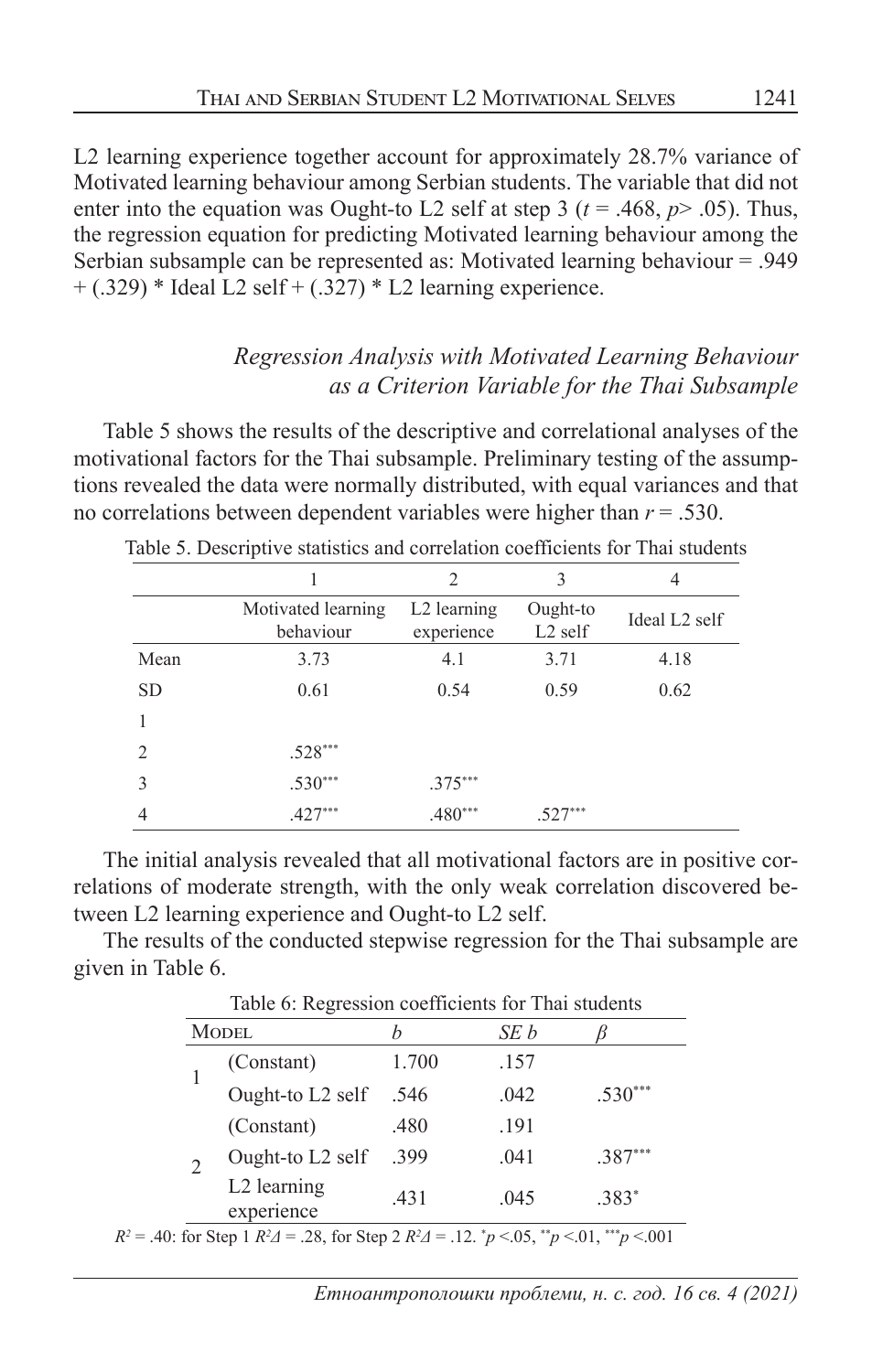L2 learning experience together account for approximately 28.7% variance of Motivated learning behaviour among Serbian students. The variable that did not enter into the equation was Ought-to L2 self at step 3 ($t$ = .468, $p$> .05). Thus, the regression equation for predicting Motivated learning behaviour among the Serbian subsample can be represented as: Motivated learning behaviour = .949 + (.329) * Ideal L2 self + (.327) * L2 learning experience.

### *Regression Analysis with Motivated Learning Behaviour as a Criterion Variable for the Thai Subsample*

Table 5 shows the results of the descriptive and correlational analyses of the motivational factors for the Thai subsample. Preliminary testing of the assumptions revealed the data were normally distributed, with equal variances and that no correlations between dependent variables were higher than $r$ = .530.

Table 5. Descriptive statistics and correlation coefficients for Thai students

| | 1 | 2 | 3 | 4 |
|---|---|---|---|---|
| | Motivated learning behaviour | L2 learning experience | Ought-to L2 self | Ideal L2 self |
| Mean | 3.73 | 4.1 | 3.71 | 4.18 |
| SD | 0.61 | 0.54 | 0.59 | 0.62 |
| 1 | | | | |
| 2 | .528*** | | | |
| 3 | .530*** | .375*** | | |
| 4 | .427*** | .480*** | .527*** | |

The initial analysis revealed that all motivational factors are in positive correlations of moderate strength, with the only weak correlation discovered between L2 learning experience and Ought-to L2 self.

The results of the conducted stepwise regression for the Thai subsample are given in Table 6.

Table 6: Regression coefficients for Thai students

| Model | | *b* | *SE b* | *β* |
|---|---|---|---|---|
| 1 | (Constant) | 1.700 | .157 | |
| | Ought-to L2 self | .546 | .042 | .530*** |
| 2 | (Constant) | .480 | .191 | |
| | Ought-to L2 self | .399 | .041 | .387*** |
| | L2 learning experience | .431 | .045 | .383* |

$R^2$ = .40: for Step 1 $R^2\Delta$ = .28, for Step 2 $R^2\Delta$ = .12. *$p$ <.05, **$p$ <.01, ***$p$ <.001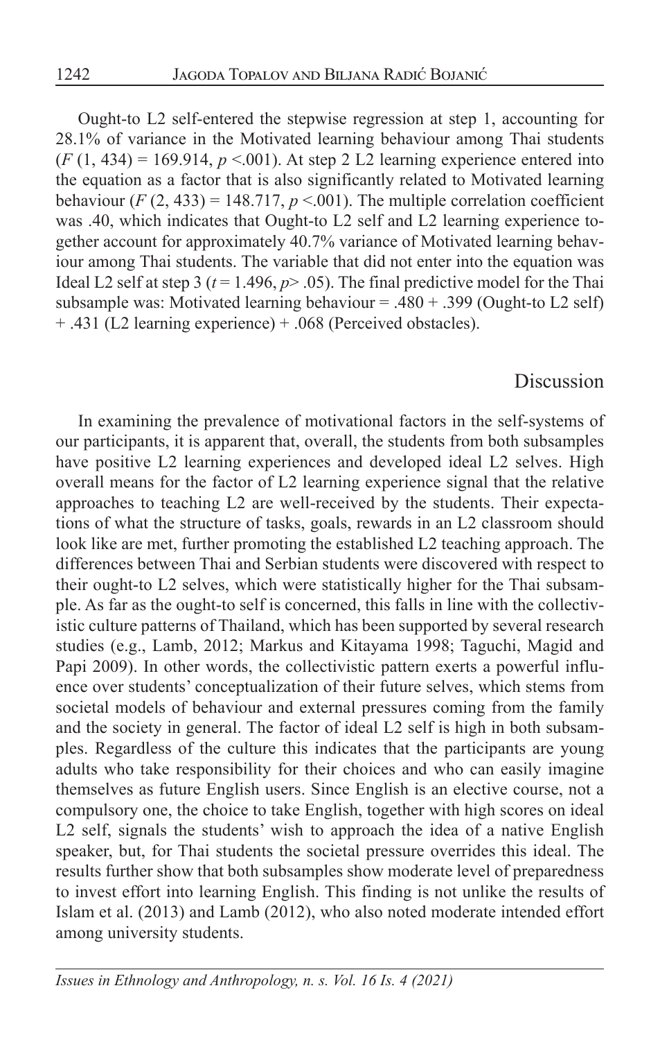Ought-to L2 self-entered the stepwise regression at step 1, accounting for 28.1% of variance in the Motivated learning behaviour among Thai students ($F$ (1, 434) = 169.914, $p$ <.001). At step 2 L2 learning experience entered into the equation as a factor that is also significantly related to Motivated learning behaviour ($F$ (2, 433) = 148.717, $p$ <.001). The multiple correlation coefficient was .40, which indicates that Ought-to L2 self and L2 learning experience together account for approximately 40.7% variance of Motivated learning behaviour among Thai students. The variable that did not enter into the equation was Ideal L2 self at step 3 ($t$ = 1.496, $p$> .05). The final predictive model for the Thai subsample was: Motivated learning behaviour = .480 + .399 (Ought-to L2 self) + .431 (L2 learning experience) + .068 (Perceived obstacles).

## Discussion

In examining the prevalence of motivational factors in the self-systems of our participants, it is apparent that, overall, the students from both subsamples have positive L2 learning experiences and developed ideal L2 selves. High overall means for the factor of L2 learning experience signal that the relative approaches to teaching L2 are well-received by the students. Their expectations of what the structure of tasks, goals, rewards in an L2 classroom should look like are met, further promoting the established L2 teaching approach. The differences between Thai and Serbian students were discovered with respect to their ought-to L2 selves, which were statistically higher for the Thai subsample. As far as the ought-to self is concerned, this falls in line with the collectivistic culture patterns of Thailand, which has been supported by several research studies (e.g., Lamb, 2012; Markus and Kitayama 1998; Taguchi, Magid and Papi 2009). In other words, the collectivistic pattern exerts a powerful influence over students' conceptualization of their future selves, which stems from societal models of behaviour and external pressures coming from the family and the society in general. The factor of ideal L2 self is high in both subsamples. Regardless of the culture this indicates that the participants are young adults who take responsibility for their choices and who can easily imagine themselves as future English users. Since English is an elective course, not a compulsory one, the choice to take English, together with high scores on ideal L2 self, signals the students' wish to approach the idea of a native English speaker, but, for Thai students the societal pressure overrides this ideal. The results further show that both subsamples show moderate level of preparedness to invest effort into learning English. This finding is not unlike the results of Islam et al. (2013) and Lamb (2012), who also noted moderate intended effort among university students.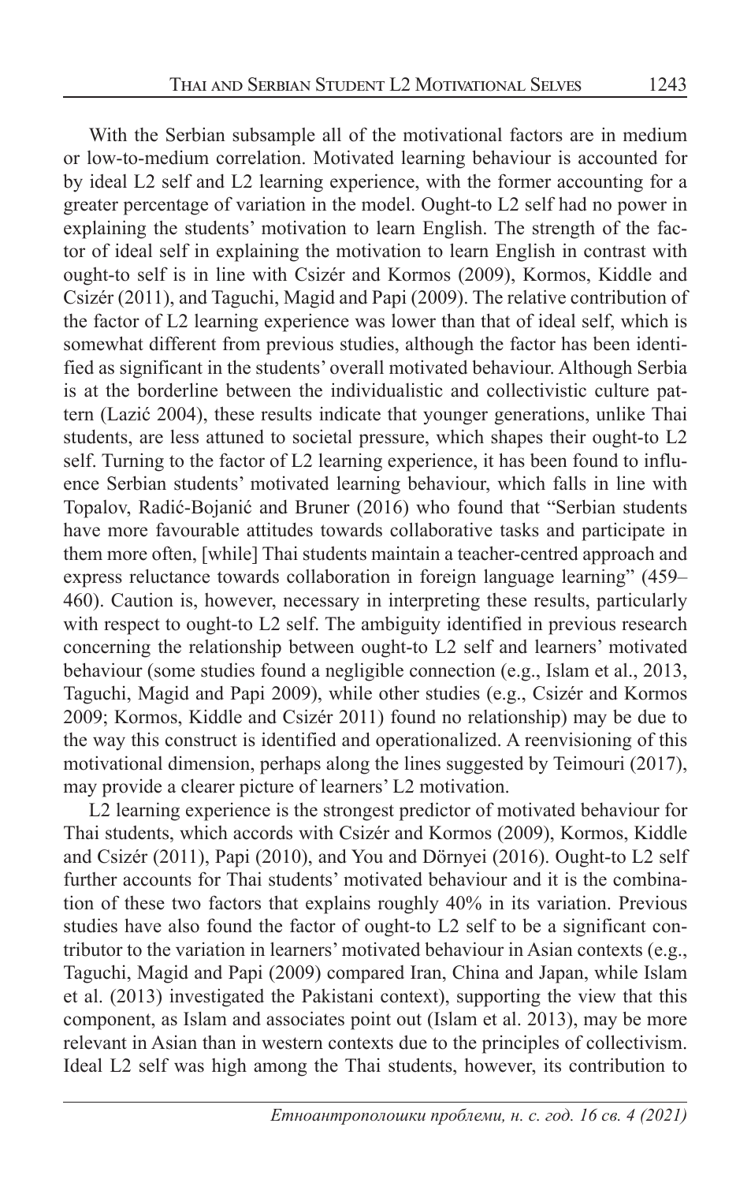With the Serbian subsample all of the motivational factors are in medium or low-to-medium correlation. Motivated learning behaviour is accounted for by ideal L2 self and L2 learning experience, with the former accounting for a greater percentage of variation in the model. Ought-to L2 self had no power in explaining the students' motivation to learn English. The strength of the factor of ideal self in explaining the motivation to learn English in contrast with ought-to self is in line with Csizér and Kormos (2009), Kormos, Kiddle and Csizér (2011), and Taguchi, Magid and Papi (2009). The relative contribution of the factor of L2 learning experience was lower than that of ideal self, which is somewhat different from previous studies, although the factor has been identified as significant in the students' overall motivated behaviour. Although Serbia is at the borderline between the individualistic and collectivistic culture pattern (Lazić 2004), these results indicate that younger generations, unlike Thai students, are less attuned to societal pressure, which shapes their ought-to L2 self. Turning to the factor of L2 learning experience, it has been found to influence Serbian students' motivated learning behaviour, which falls in line with Topalov, Radić-Bojanić and Bruner (2016) who found that "Serbian students have more favourable attitudes towards collaborative tasks and participate in them more often, [while] Thai students maintain a teacher-centred approach and express reluctance towards collaboration in foreign language learning" (459–460). Caution is, however, necessary in interpreting these results, particularly with respect to ought-to L2 self. The ambiguity identified in previous research concerning the relationship between ought-to L2 self and learners' motivated behaviour (some studies found a negligible connection (e.g., Islam et al., 2013, Taguchi, Magid and Papi 2009), while other studies (e.g., Csizér and Kormos 2009; Kormos, Kiddle and Csizér 2011) found no relationship) may be due to the way this construct is identified and operationalized. A reenvisioning of this motivational dimension, perhaps along the lines suggested by Teimouri (2017), may provide a clearer picture of learners' L2 motivation.

L2 learning experience is the strongest predictor of motivated behaviour for Thai students, which accords with Csizér and Kormos (2009), Kormos, Kiddle and Csizér (2011), Papi (2010), and You and Dörnyei (2016). Ought-to L2 self further accounts for Thai students' motivated behaviour and it is the combination of these two factors that explains roughly 40% in its variation. Previous studies have also found the factor of ought-to L2 self to be a significant contributor to the variation in learners' motivated behaviour in Asian contexts (e.g., Taguchi, Magid and Papi (2009) compared Iran, China and Japan, while Islam et al. (2013) investigated the Pakistani context), supporting the view that this component, as Islam and associates point out (Islam et al. 2013), may be more relevant in Asian than in western contexts due to the principles of collectivism. Ideal L2 self was high among the Thai students, however, its contribution to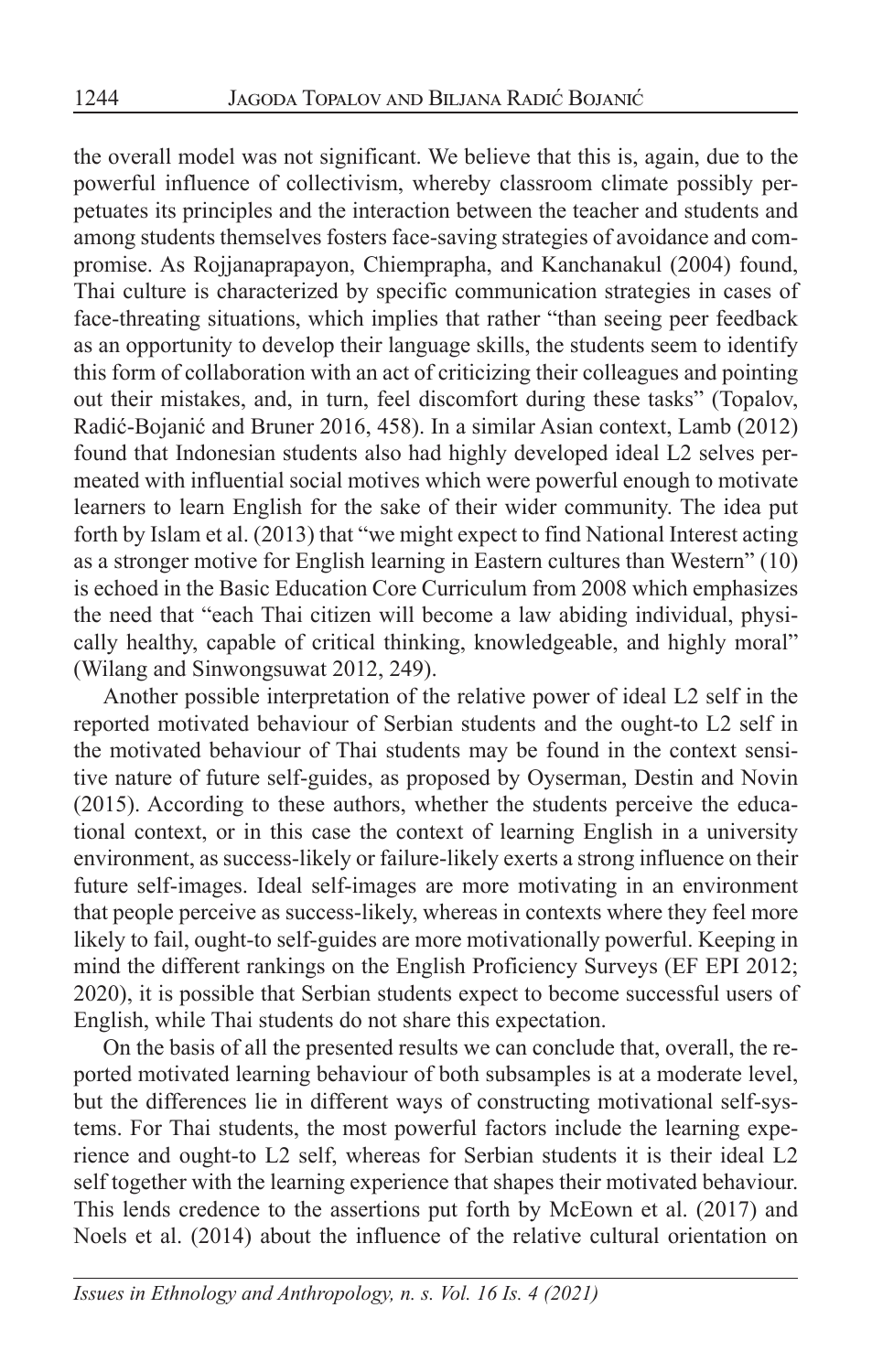the overall model was not significant. We believe that this is, again, due to the powerful influence of collectivism, whereby classroom climate possibly perpetuates its principles and the interaction between the teacher and students and among students themselves fosters face-saving strategies of avoidance and compromise. As Rojjanaprapayon, Chiemprapha, and Kanchanakul (2004) found, Thai culture is characterized by specific communication strategies in cases of face-threating situations, which implies that rather "than seeing peer feedback as an opportunity to develop their language skills, the students seem to identify this form of collaboration with an act of criticizing their colleagues and pointing out their mistakes, and, in turn, feel discomfort during these tasks" (Topalov, Radić-Bojanić and Bruner 2016, 458). In a similar Asian context, Lamb (2012) found that Indonesian students also had highly developed ideal L2 selves permeated with influential social motives which were powerful enough to motivate learners to learn English for the sake of their wider community. The idea put forth by Islam et al. (2013) that "we might expect to find National Interest acting as a stronger motive for English learning in Eastern cultures than Western" (10) is echoed in the Basic Education Core Curriculum from 2008 which emphasizes the need that "each Thai citizen will become a law abiding individual, physically healthy, capable of critical thinking, knowledgeable, and highly moral" (Wilang and Sinwongsuwat 2012, 249).

Another possible interpretation of the relative power of ideal L2 self in the reported motivated behaviour of Serbian students and the ought-to L2 self in the motivated behaviour of Thai students may be found in the context sensitive nature of future self-guides, as proposed by Oyserman, Destin and Novin (2015). According to these authors, whether the students perceive the educational context, or in this case the context of learning English in a university environment, as success-likely or failure-likely exerts a strong influence on their future self-images. Ideal self-images are more motivating in an environment that people perceive as success-likely, whereas in contexts where they feel more likely to fail, ought-to self-guides are more motivationally powerful. Keeping in mind the different rankings on the English Proficiency Surveys (EF EPI 2012; 2020), it is possible that Serbian students expect to become successful users of English, while Thai students do not share this expectation.

On the basis of all the presented results we can conclude that, overall, the reported motivated learning behaviour of both subsamples is at a moderate level, but the differences lie in different ways of constructing motivational self-systems. For Thai students, the most powerful factors include the learning experience and ought-to L2 self, whereas for Serbian students it is their ideal L2 self together with the learning experience that shapes their motivated behaviour. This lends credence to the assertions put forth by McEown et al. (2017) and Noels et al. (2014) about the influence of the relative cultural orientation on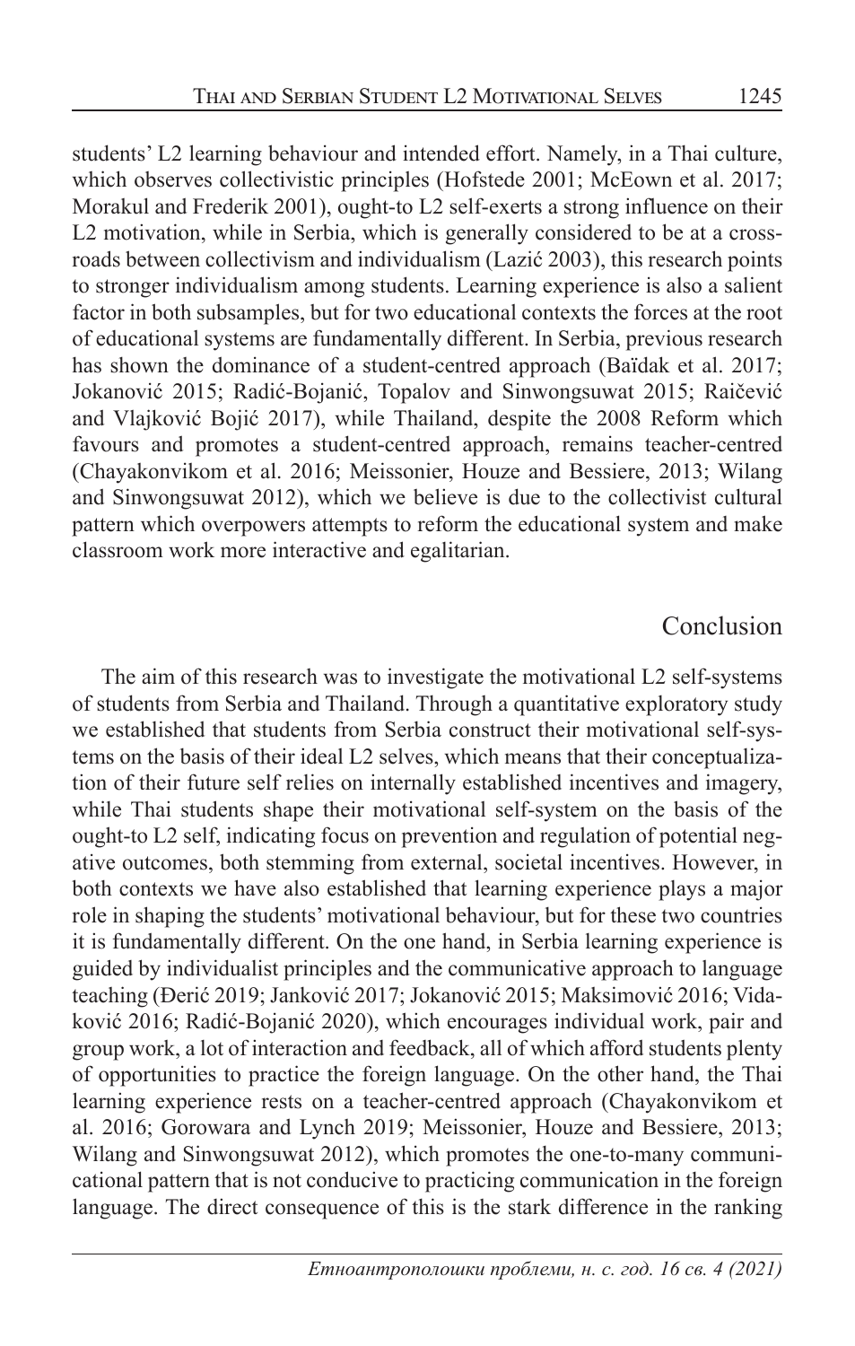students' L2 learning behaviour and intended effort. Namely, in a Thai culture, which observes collectivistic principles (Hofstede 2001; McEown et al. 2017; Morakul and Frederik 2001), ought-to L2 self-exerts a strong influence on their L2 motivation, while in Serbia, which is generally considered to be at a crossroads between collectivism and individualism (Lazić 2003), this research points to stronger individualism among students. Learning experience is also a salient factor in both subsamples, but for two educational contexts the forces at the root of educational systems are fundamentally different. In Serbia, previous research has shown the dominance of a student-centred approach (Baïdak et al. 2017; Jokanović 2015; Radić-Bojanić, Topalov and Sinwongsuwat 2015; Raičević and Vlajković Bojić 2017), while Thailand, despite the 2008 Reform which favours and promotes a student-centred approach, remains teacher-centred (Chayakonvikom et al. 2016; Meissonier, Houze and Bessiere, 2013; Wilang and Sinwongsuwat 2012), which we believe is due to the collectivist cultural pattern which overpowers attempts to reform the educational system and make classroom work more interactive and egalitarian.

## Conclusion

The aim of this research was to investigate the motivational L2 self-systems of students from Serbia and Thailand. Through a quantitative exploratory study we established that students from Serbia construct their motivational self-systems on the basis of their ideal L2 selves, which means that their conceptualization of their future self relies on internally established incentives and imagery, while Thai students shape their motivational self-system on the basis of the ought-to L2 self, indicating focus on prevention and regulation of potential negative outcomes, both stemming from external, societal incentives. However, in both contexts we have also established that learning experience plays a major role in shaping the students' motivational behaviour, but for these two countries it is fundamentally different. On the one hand, in Serbia learning experience is guided by individualist principles and the communicative approach to language teaching (Đerić 2019; Janković 2017; Jokanović 2015; Maksimović 2016; Vidaković 2016; Radić-Bojanić 2020), which encourages individual work, pair and group work, a lot of interaction and feedback, all of which afford students plenty of opportunities to practice the foreign language. On the other hand, the Thai learning experience rests on a teacher-centred approach (Chayakonvikom et al. 2016; Gorowara and Lynch 2019; Meissonier, Houze and Bessiere, 2013; Wilang and Sinwongsuwat 2012), which promotes the one-to-many communicational pattern that is not conducive to practicing communication in the foreign language. The direct consequence of this is the stark difference in the ranking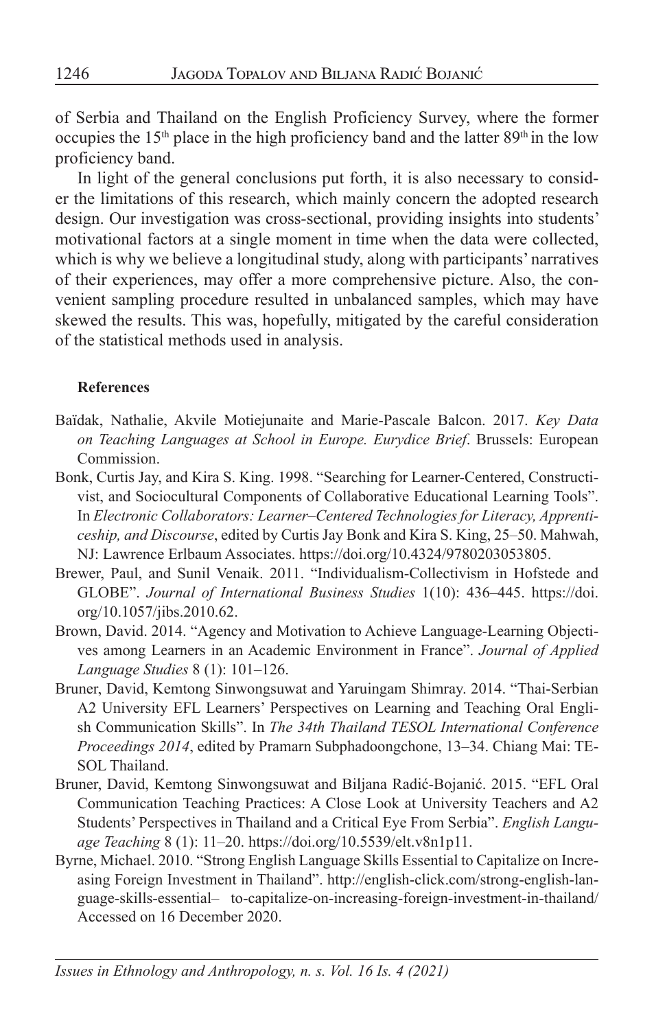of Serbia and Thailand on the English Proficiency Survey, where the former occupies the 15th place in the high proficiency band and the latter 89th in the low proficiency band.

In light of the general conclusions put forth, it is also necessary to consider the limitations of this research, which mainly concern the adopted research design. Our investigation was cross-sectional, providing insights into students' motivational factors at a single moment in time when the data were collected, which is why we believe a longitudinal study, along with participants' narratives of their experiences, may offer a more comprehensive picture. Also, the convenient sampling procedure resulted in unbalanced samples, which may have skewed the results. This was, hopefully, mitigated by the careful consideration of the statistical methods used in analysis.

**References**

Baïdak, Nathalie, Akvile Motiejunaite and Marie-Pascale Balcon. 2017. *Key Data on Teaching Languages at School in Europe. Eurydice Brief*. Brussels: European Commission.

Bonk, Curtis Jay, and Kira S. King. 1998. "Searching for Learner-Centered, Constructivist, and Sociocultural Components of Collaborative Educational Learning Tools". In *Electronic Collaborators: Learner–Centered Technologies for Literacy, Apprenticeship, and Discourse*, edited by Curtis Jay Bonk and Kira S. King, 25–50. Mahwah, NJ: Lawrence Erlbaum Associates. https://doi.org/10.4324/9780203053805.

Brewer, Paul, and Sunil Venaik. 2011. "Individualism-Collectivism in Hofstede and GLOBE". *Journal of International Business Studies* 1(10): 436–445. https://doi.org/10.1057/jibs.2010.62.

Brown, David. 2014. "Agency and Motivation to Achieve Language-Learning Objectives among Learners in an Academic Environment in France". *Journal of Applied Language Studies* 8 (1): 101–126.

Bruner, David, Kemtong Sinwongsuwat and Yaruingam Shimray. 2014. "Thai-Serbian A2 University EFL Learners' Perspectives on Learning and Teaching Oral English Communication Skills". In *The 34th Thailand TESOL International Conference Proceedings 2014*, edited by Pramarn Subphadoongchone, 13–34. Chiang Mai: TESOL Thailand.

Bruner, David, Kemtong Sinwongsuwat and Biljana Radić-Bojanić. 2015. "EFL Oral Communication Teaching Practices: A Close Look at University Teachers and A2 Students' Perspectives in Thailand and a Critical Eye From Serbia". *English Language Teaching* 8 (1): 11–20. https://doi.org/10.5539/elt.v8n1p11.

Byrne, Michael. 2010. "Strong English Language Skills Essential to Capitalize on Increasing Foreign Investment in Thailand". http://english-click.com/strong-english-language-skills-essential– to-capitalize-on-increasing-foreign-investment-in-thailand/ Accessed on 16 December 2020.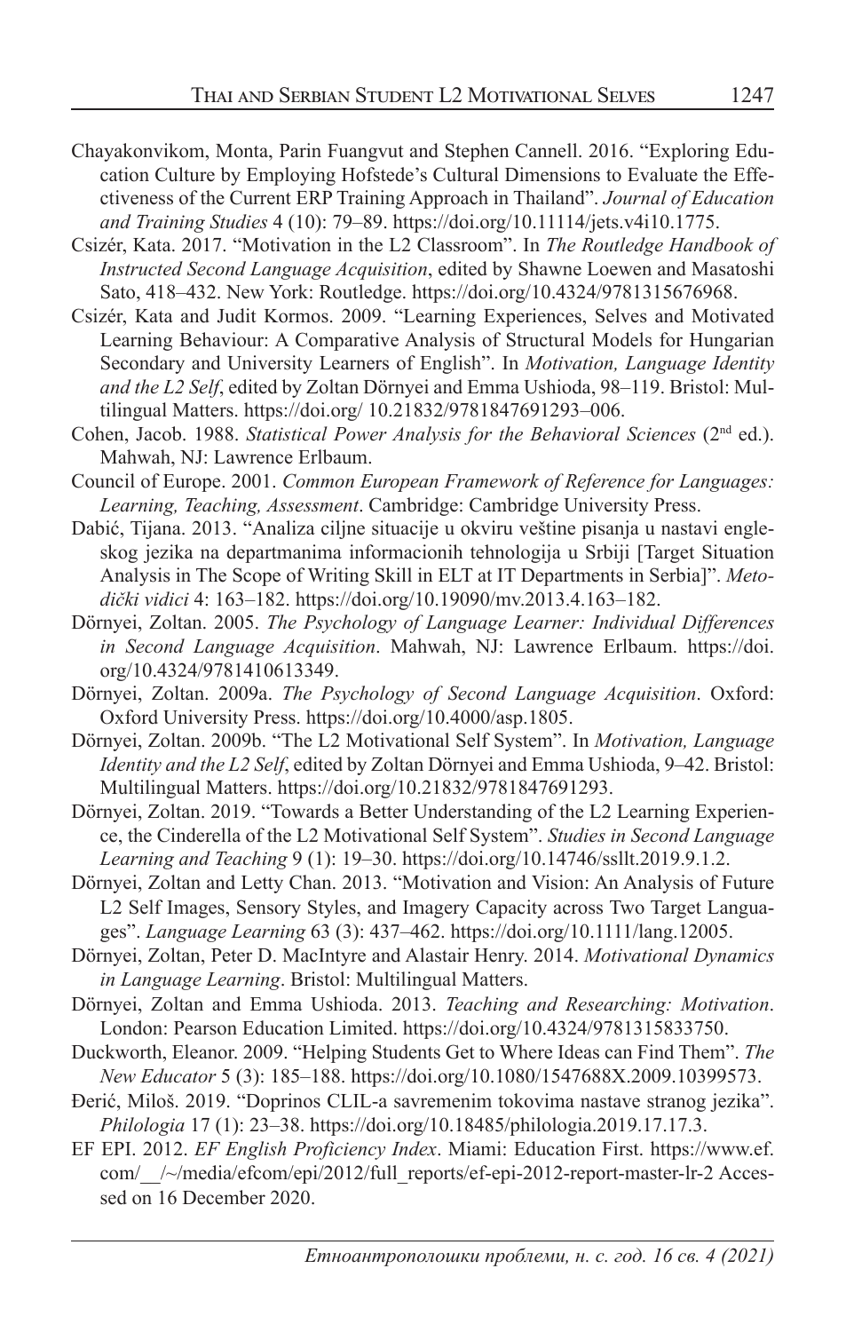Chayakonvikom, Monta, Parin Fuangvut and Stephen Cannell. 2016. "Exploring Education Culture by Employing Hofstede's Cultural Dimensions to Evaluate the Effectiveness of the Current ERP Training Approach in Thailand". *Journal of Education and Training Studies* 4 (10): 79–89. https://doi.org/10.11114/jets.v4i10.1775.

Csizér, Kata. 2017. "Motivation in the L2 Classroom". In *The Routledge Handbook of Instructed Second Language Acquisition*, edited by Shawne Loewen and Masatoshi Sato, 418–432. New York: Routledge. https://doi.org/10.4324/9781315676968.

Csizér, Kata and Judit Kormos. 2009. "Learning Experiences, Selves and Motivated Learning Behaviour: A Comparative Analysis of Structural Models for Hungarian Secondary and University Learners of English". In *Motivation, Language Identity and the L2 Self*, edited by Zoltan Dörnyei and Emma Ushioda, 98–119. Bristol: Multilingual Matters. https://doi.org/ 10.21832/9781847691293–006.

Cohen, Jacob. 1988. *Statistical Power Analysis for the Behavioral Sciences* (2nd ed.). Mahwah, NJ: Lawrence Erlbaum.

Council of Europe. 2001. *Common European Framework of Reference for Languages: Learning, Teaching, Assessment*. Cambridge: Cambridge University Press.

Dabić, Tijana. 2013. "Analiza ciljne situacije u okviru veštine pisanja u nastavi engleskog jezika na departmanima informacionih tehnologija u Srbiji [Target Situation Analysis in The Scope of Writing Skill in ELT at IT Departments in Serbia]". *Metodički vidici* 4: 163–182. https://doi.org/10.19090/mv.2013.4.163–182.

Dörnyei, Zoltan. 2005. *The Psychology of Language Learner: Individual Differences in Second Language Acquisition*. Mahwah, NJ: Lawrence Erlbaum. https://doi.org/10.4324/9781410613349.

Dörnyei, Zoltan. 2009a. *The Psychology of Second Language Acquisition*. Oxford: Oxford University Press. https://doi.org/10.4000/asp.1805.

Dörnyei, Zoltan. 2009b. "The L2 Motivational Self System". In *Motivation, Language Identity and the L2 Self*, edited by Zoltan Dörnyei and Emma Ushioda, 9–42. Bristol: Multilingual Matters. https://doi.org/10.21832/9781847691293.

Dörnyei, Zoltan. 2019. "Towards a Better Understanding of the L2 Learning Experience, the Cinderella of the L2 Motivational Self System". *Studies in Second Language Learning and Teaching* 9 (1): 19–30. https://doi.org/10.14746/ssllt.2019.9.1.2.

Dörnyei, Zoltan and Letty Chan. 2013. "Motivation and Vision: An Analysis of Future L2 Self Images, Sensory Styles, and Imagery Capacity across Two Target Languages". *Language Learning* 63 (3): 437–462. https://doi.org/10.1111/lang.12005.

Dörnyei, Zoltan, Peter D. MacIntyre and Alastair Henry. 2014. *Motivational Dynamics in Language Learning*. Bristol: Multilingual Matters.

Dörnyei, Zoltan and Emma Ushioda. 2013. *Teaching and Researching: Motivation*. London: Pearson Education Limited. https://doi.org/10.4324/9781315833750.

Duckworth, Eleanor. 2009. "Helping Students Get to Where Ideas can Find Them". *The New Educator* 5 (3): 185–188. https://doi.org/10.1080/1547688X.2009.10399573.

Đerić, Miloš. 2019. "Doprinos CLIL-a savremenim tokovima nastave stranog jezika". *Philologia* 17 (1): 23–38. https://doi.org/10.18485/philologia.2019.17.17.3.

EF EPI. 2012. *EF English Proficiency Index*. Miami: Education First. https://www.ef.com/__/~/media/efcom/epi/2012/full_reports/ef-epi-2012-report-master-lr-2 Accessed on 16 December 2020.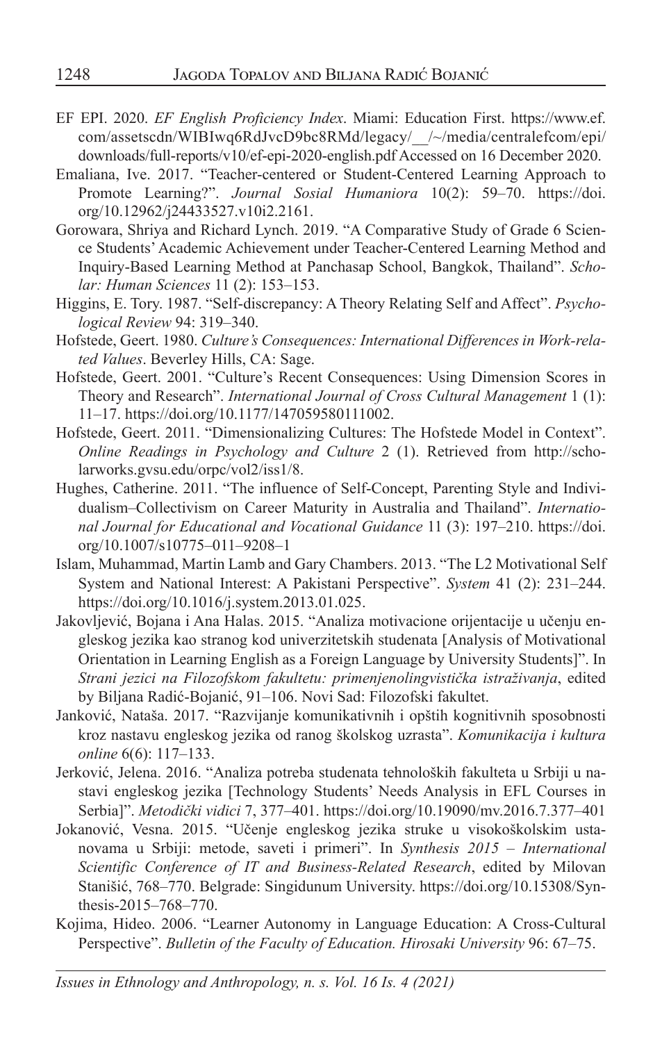EF EPI. 2020. *EF English Proficiency Index*. Miami: Education First. https://www.ef.com/assetscdn/WIBIwq6RdJvcD9bc8RMd/legacy/__/~/media/centralefcom/epi/downloads/full-reports/v10/ef-epi-2020-english.pdf Accessed on 16 December 2020.

Emaliana, Ive. 2017. "Teacher-centered or Student-Centered Learning Approach to Promote Learning?". *Journal Sosial Humaniora* 10(2): 59–70. https://doi.org/10.12962/j24433527.v10i2.2161.

Gorowara, Shriya and Richard Lynch. 2019. "A Comparative Study of Grade 6 Science Students' Academic Achievement under Teacher-Centered Learning Method and Inquiry-Based Learning Method at Panchasap School, Bangkok, Thailand". *Scholar: Human Sciences* 11 (2): 153–153.

Higgins, E. Tory. 1987. "Self-discrepancy: A Theory Relating Self and Affect". *Psychological Review* 94: 319–340.

Hofstede, Geert. 1980. *Culture's Consequences: International Differences in Work-related Values*. Beverley Hills, CA: Sage.

Hofstede, Geert. 2001. "Culture's Recent Consequences: Using Dimension Scores in Theory and Research". *International Journal of Cross Cultural Management* 1 (1): 11–17. https://doi.org/10.1177/147059580111002.

Hofstede, Geert. 2011. "Dimensionalizing Cultures: The Hofstede Model in Context". *Online Readings in Psychology and Culture* 2 (1). Retrieved from http://scholarworks.gvsu.edu/orpc/vol2/iss1/8.

Hughes, Catherine. 2011. "The influence of Self-Concept, Parenting Style and Individualism–Collectivism on Career Maturity in Australia and Thailand". *International Journal for Educational and Vocational Guidance* 11 (3): 197–210. https://doi.org/10.1007/s10775–011–9208–1

Islam, Muhammad, Martin Lamb and Gary Chambers. 2013. "The L2 Motivational Self System and National Interest: A Pakistani Perspective". *System* 41 (2): 231–244. https://doi.org/10.1016/j.system.2013.01.025.

Jakovljević, Bojana i Ana Halas. 2015. "Analiza motivacione orijentacije u učenju engleskog jezika kao stranog kod univerzitetskih studenata [Analysis of Motivational Orientation in Learning English as a Foreign Language by University Students]". In *Strani jezici na Filozofskom fakultetu: primenjenolingvistička istraživanja*, edited by Biljana Radić-Bojanić, 91–106. Novi Sad: Filozofski fakultet.

Janković, Nataša. 2017. "Razvijanje komunikativnih i opštih kognitivnih sposobnosti kroz nastavu engleskog jezika od ranog školskog uzrasta". *Komunikacija i kultura online* 6(6): 117–133.

Jerković, Jelena. 2016. "Analiza potreba studenata tehnoloških fakulteta u Srbiji u nastavi engleskog jezika [Technology Students' Needs Analysis in EFL Courses in Serbia]". *Metodički vidici* 7, 377–401. https://doi.org/10.19090/mv.2016.7.377–401

Jokanović, Vesna. 2015. "Učenje engleskog jezika struke u visokoškolskim ustanovama u Srbiji: metode, saveti i primeri". In *Synthesis 2015 – International Scientific Conference of IT and Business-Related Research*, edited by Milovan Stanišić, 768–770. Belgrade: Singidunum University. https://doi.org/10.15308/Synthesis-2015–768–770.

Kojima, Hideo. 2006. "Learner Autonomy in Language Education: A Cross-Cultural Perspective". *Bulletin of the Faculty of Education. Hirosaki University* 96: 67–75.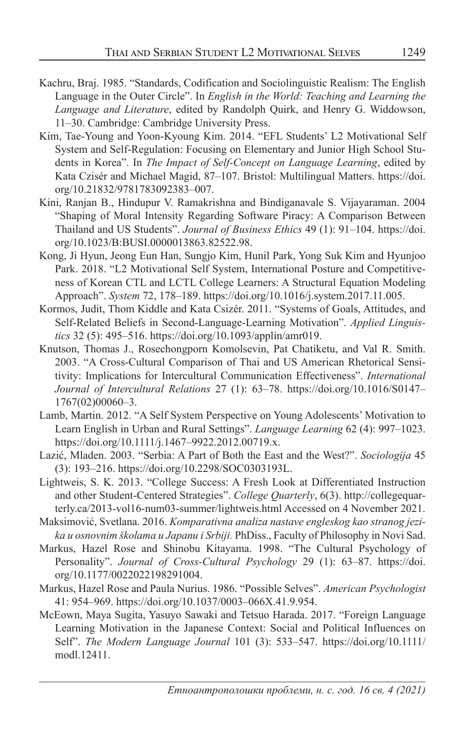Kachru, Braj. 1985. "Standards, Codification and Sociolinguistic Realism: The English Language in the Outer Circle". In *English in the World: Teaching and Learning the Language and Literature*, edited by Randolph Quirk, and Henry G. Widdowson, 11–30. Cambridge: Cambridge University Press.

Kim, Tae-Young and Yoon-Kyoung Kim. 2014. "EFL Students' L2 Motivational Self System and Self-Regulation: Focusing on Elementary and Junior High School Students in Korea". In *The Impact of Self-Concept on Language Learning*, edited by Kata Czisér and Michael Magid, 87–107. Bristol: Multilingual Matters. https://doi.org/10.21832/9781783092383–007.

Kini, Ranjan B., Hindupur V. Ramakrishna and Bindiganavale S. Vijayaraman. 2004 "Shaping of Moral Intensity Regarding Software Piracy: A Comparison Between Thailand and US Students". *Journal of Business Ethics* 49 (1): 91–104. https://doi.org/10.1023/B:BUSI.0000013863.82522.98.

Kong, Ji Hyun, Jeong Eun Han, Sungjo Kim, Hunil Park, Yong Suk Kim and Hyunjoo Park. 2018. "L2 Motivational Self System, International Posture and Competitiveness of Korean CTL and LCTL College Learners: A Structural Equation Modeling Approach". *System* 72, 178–189. https://doi.org/10.1016/j.system.2017.11.005.

Kormos, Judit, Thom Kiddle and Kata Csizér. 2011. "Systems of Goals, Attitudes, and Self-Related Beliefs in Second-Language-Learning Motivation". *Applied Linguistics* 32 (5): 495–516. https://doi.org/10.1093/applin/amr019.

Knutson, Thomas J., Rosechongporn Komolsevin, Pat Chatiketu, and Val R. Smith. 2003. "A Cross-Cultural Comparison of Thai and US American Rhetorical Sensitivity: Implications for Intercultural Communication Effectiveness". *International Journal of Intercultural Relations* 27 (1): 63–78. https://doi.org/10.1016/S0147–1767(02)00060–3.

Lamb, Martin. 2012. "A Self System Perspective on Young Adolescents' Motivation to Learn English in Urban and Rural Settings". *Language Learning* 62 (4): 997–1023. https://doi.org/10.1111/j.1467–9922.2012.00719.x.

Lazić, Mladen. 2003. "Serbia: A Part of Both the East and the West?". *Sociologija* 45 (3): 193–216. https://doi.org/10.2298/SOC0303193L.

Lightweis, S. K. 2013. "College Success: A Fresh Look at Differentiated Instruction and other Student-Centered Strategies". *College Quarterly*, 6(3). http://collegequarterly.ca/2013-vol16-num03-summer/lightweis.html Accessed on 4 November 2021.

Maksimović, Svetlana. 2016. *Komparativna analiza nastave engleskog kao stranog jezika u osnovnim školama u Japanu i Srbiji.* PhDiss., Faculty of Philosophy in Novi Sad.

Markus, Hazel Rose and Shinobu Kitayama. 1998. "The Cultural Psychology of Personality". *Journal of Cross-Cultural Psychology* 29 (1): 63–87. https://doi.org/10.1177/0022022198291004.

Markus, Hazel Rose and Paula Nurius. 1986. "Possible Selves". *American Psychologist* 41: 954–969. https://doi.org/10.1037/0003–066X.41.9.954.

McEown, Maya Sugita, Yasuyo Sawaki and Tetsuo Harada. 2017. "Foreign Language Learning Motivation in the Japanese Context: Social and Political Influences on Self". *The Modern Language Journal* 101 (3): 533–547. https://doi.org/10.1111/modl.12411.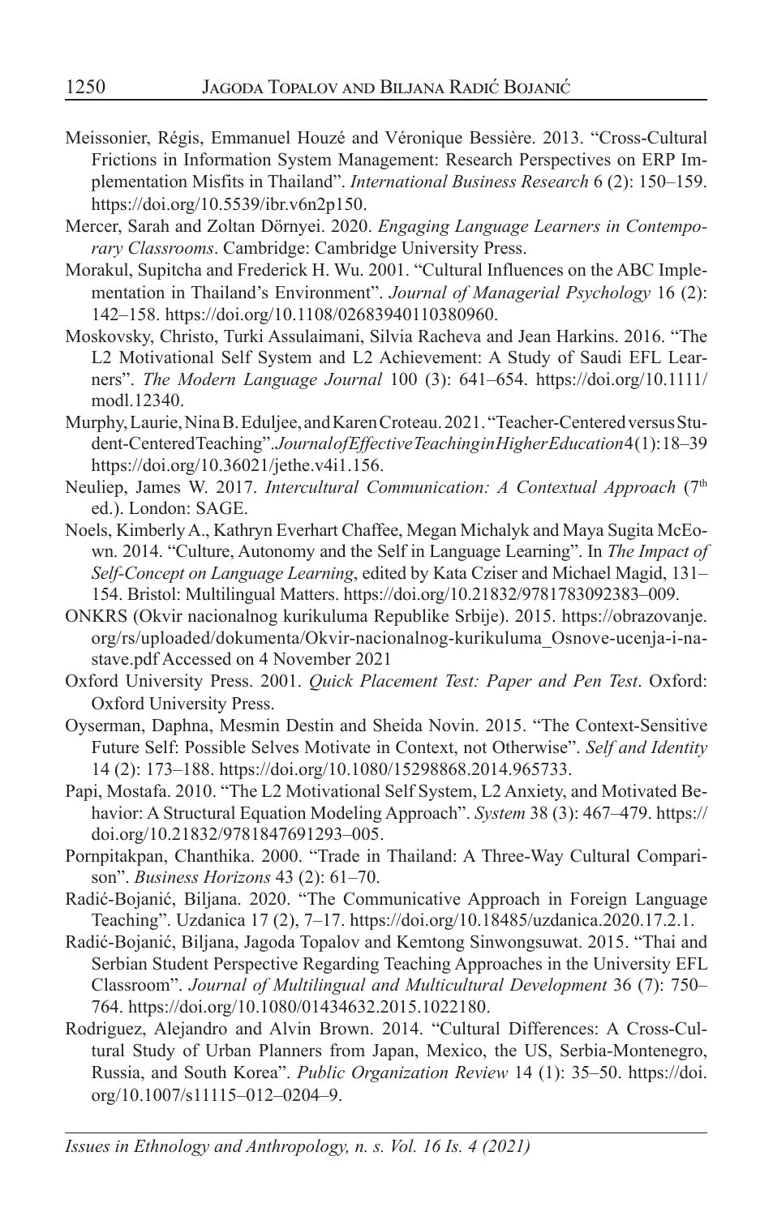Meissonier, Régis, Emmanuel Houzé and Véronique Bessière. 2013. "Cross-Cultural Frictions in Information System Management: Research Perspectives on ERP Implementation Misfits in Thailand". *International Business Research* 6 (2): 150–159. https://doi.org/10.5539/ibr.v6n2p150.

Mercer, Sarah and Zoltan Dörnyei. 2020. *Engaging Language Learners in Contemporary Classrooms*. Cambridge: Cambridge University Press.

Morakul, Supitcha and Frederick H. Wu. 2001. "Cultural Influences on the ABC Implementation in Thailand's Environment". *Journal of Managerial Psychology* 16 (2): 142–158. https://doi.org/10.1108/02683940110380960.

Moskovsky, Christo, Turki Assulaimani, Silvia Racheva and Jean Harkins. 2016. "The L2 Motivational Self System and L2 Achievement: A Study of Saudi EFL Learners". *The Modern Language Journal* 100 (3): 641–654. https://doi.org/10.1111/modl.12340.

Murphy, Laurie, Nina B. Eduljee, and Karen Croteau. 2021. "Teacher-Centered versus Student-Centered Teaching". *Journal of Effective Teaching in Higher Education* 4(1): 18–39 https://doi.org/10.36021/jethe.v4i1.156.

Neuliep, James W. 2017. *Intercultural Communication: A Contextual Approach* (7th ed.). London: SAGE.

Noels, Kimberly A., Kathryn Everhart Chaffee, Megan Michalyk and Maya Sugita McEown. 2014. "Culture, Autonomy and the Self in Language Learning". In *The Impact of Self-Concept on Language Learning*, edited by Kata Cziser and Michael Magid, 131–154. Bristol: Multilingual Matters. https://doi.org/10.21832/9781783092383–009.

ONKRS (Okvir nacionalnog kurikuluma Republike Srbije). 2015. https://obrazovanje.org/rs/uploaded/dokumenta/Okvir-nacionalnog-kurikuluma_Osnove-ucenja-i-nastave.pdf Accessed on 4 November 2021

Oxford University Press. 2001. *Quick Placement Test: Paper and Pen Test*. Oxford: Oxford University Press.

Oyserman, Daphna, Mesmin Destin and Sheida Novin. 2015. "The Context-Sensitive Future Self: Possible Selves Motivate in Context, not Otherwise". *Self and Identity* 14 (2): 173–188. https://doi.org/10.1080/15298868.2014.965733.

Papi, Mostafa. 2010. "The L2 Motivational Self System, L2 Anxiety, and Motivated Behavior: A Structural Equation Modeling Approach". *System* 38 (3): 467–479. https://doi.org/10.21832/9781847691293–005.

Pornpitakpan, Chanthika. 2000. "Trade in Thailand: A Three-Way Cultural Comparison". *Business Horizons* 43 (2): 61–70.

Radić-Bojanić, Biljana. 2020. "The Communicative Approach in Foreign Language Teaching". Uzdanica 17 (2), 7–17. https://doi.org/10.18485/uzdanica.2020.17.2.1.

Radić-Bojanić, Biljana, Jagoda Topalov and Kemtong Sinwongsuwat. 2015. "Thai and Serbian Student Perspective Regarding Teaching Approaches in the University EFL Classroom". *Journal of Multilingual and Multicultural Development* 36 (7): 750–764. https://doi.org/10.1080/01434632.2015.1022180.

Rodriguez, Alejandro and Alvin Brown. 2014. "Cultural Differences: A Cross-Cultural Study of Urban Planners from Japan, Mexico, the US, Serbia-Montenegro, Russia, and South Korea". *Public Organization Review* 14 (1): 35–50. https://doi.org/10.1007/s11115–012–0204–9.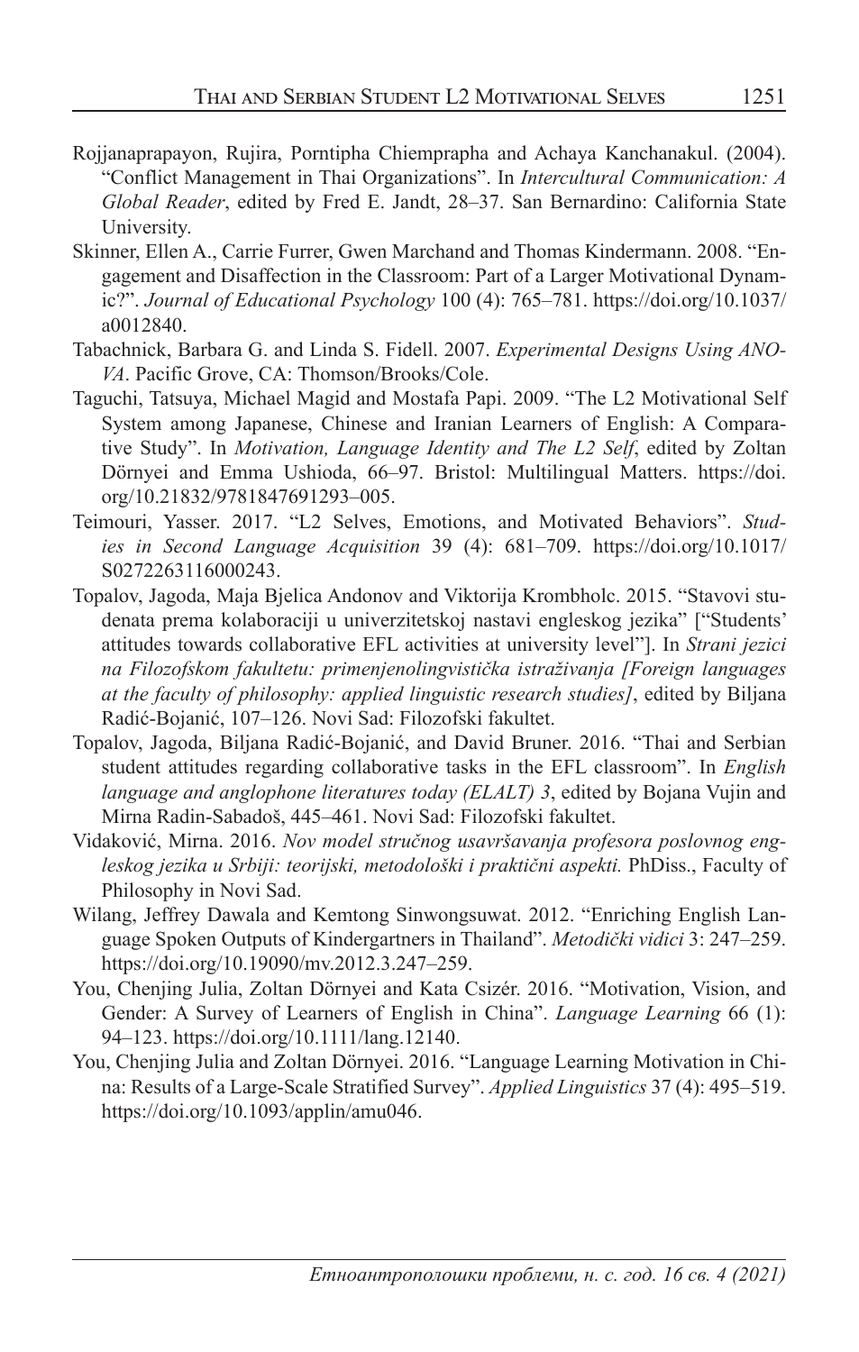Rojjanaprapayon, Rujira, Porntipha Chiemprapha and Achaya Kanchanakul. (2004). "Conflict Management in Thai Organizations". In *Intercultural Communication: A Global Reader*, edited by Fred E. Jandt, 28–37. San Bernardino: California State University.

Skinner, Ellen A., Carrie Furrer, Gwen Marchand and Thomas Kindermann. 2008. "Engagement and Disaffection in the Classroom: Part of a Larger Motivational Dynamic?". *Journal of Educational Psychology* 100 (4): 765–781. https://doi.org/10.1037/a0012840.

Tabachnick, Barbara G. and Linda S. Fidell. 2007. *Experimental Designs Using ANOVA*. Pacific Grove, CA: Thomson/Brooks/Cole.

Taguchi, Tatsuya, Michael Magid and Mostafa Papi. 2009. "The L2 Motivational Self System among Japanese, Chinese and Iranian Learners of English: A Comparative Study". In *Motivation, Language Identity and The L2 Self*, edited by Zoltan Dörnyei and Emma Ushioda, 66–97. Bristol: Multilingual Matters. https://doi.org/10.21832/9781847691293–005.

Teimouri, Yasser. 2017. "L2 Selves, Emotions, and Motivated Behaviors". *Studies in Second Language Acquisition* 39 (4): 681–709. https://doi.org/10.1017/S0272263116000243.

Topalov, Jagoda, Maja Bjelica Andonov and Viktorija Krombholc. 2015. "Stavovi studenata prema kolaboraciji u univerzitetskoj nastavi engleskog jezika" ["Students' attitudes towards collaborative EFL activities at university level"]. In *Strani jezici na Filozofskom fakultetu: primenjenolingvistička istraživanja [Foreign languages at the faculty of philosophy: applied linguistic research studies]*, edited by Biljana Radić-Bojanić, 107–126. Novi Sad: Filozofski fakultet.

Topalov, Jagoda, Biljana Radić-Bojanić, and David Bruner. 2016. "Thai and Serbian student attitudes regarding collaborative tasks in the EFL classroom". In *English language and anglophone literatures today (ELALT) 3*, edited by Bojana Vujin and Mirna Radin-Sabadoš, 445–461. Novi Sad: Filozofski fakultet.

Vidaković, Mirna. 2016. *Nov model stručnog usavršavanja profesora poslovnog engleskog jezika u Srbiji: teorijski, metodološki i praktični aspekti.* PhDiss., Faculty of Philosophy in Novi Sad.

Wilang, Jeffrey Dawala and Kemtong Sinwongsuwat. 2012. "Enriching English Language Spoken Outputs of Kindergartners in Thailand". *Metodički vidici* 3: 247–259. https://doi.org/10.19090/mv.2012.3.247–259.

You, Chenjing Julia, Zoltan Dörnyei and Kata Csizér. 2016. "Motivation, Vision, and Gender: A Survey of Learners of English in China". *Language Learning* 66 (1): 94–123. https://doi.org/10.1111/lang.12140.

You, Chenjing Julia and Zoltan Dörnyei. 2016. "Language Learning Motivation in China: Results of a Large-Scale Stratified Survey". *Applied Linguistics* 37 (4): 495–519. https://doi.org/10.1093/applin/amu046.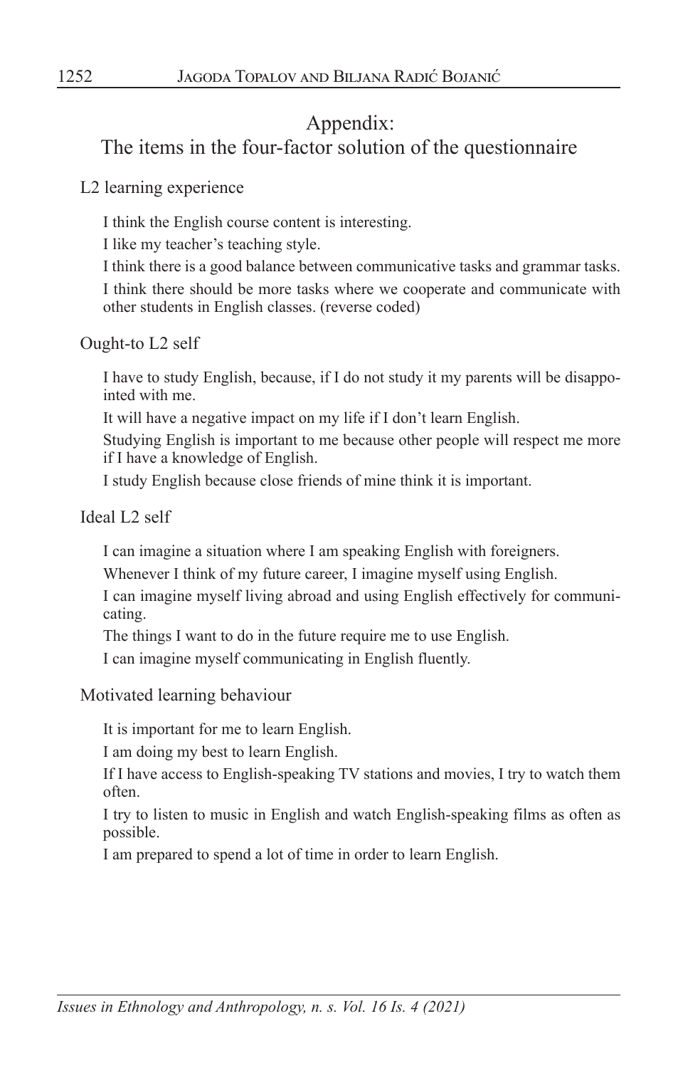## Appendix:
## The items in the four-factor solution of the questionnaire

### L2 learning experience

I think the English course content is interesting.

I like my teacher's teaching style.

I think there is a good balance between communicative tasks and grammar tasks.

I think there should be more tasks where we cooperate and communicate with other students in English classes. (reverse coded)

### Ought-to L2 self

I have to study English, because, if I do not study it my parents will be disappointed with me.

It will have a negative impact on my life if I don't learn English.

Studying English is important to me because other people will respect me more if I have a knowledge of English.

I study English because close friends of mine think it is important.

### Ideal L2 self

I can imagine a situation where I am speaking English with foreigners.

Whenever I think of my future career, I imagine myself using English.

I can imagine myself living abroad and using English effectively for communicating.

The things I want to do in the future require me to use English.

I can imagine myself communicating in English fluently.

### Motivated learning behaviour

It is important for me to learn English.

I am doing my best to learn English.

If I have access to English-speaking TV stations and movies, I try to watch them often.

I try to listen to music in English and watch English-speaking films as often as possible.

I am prepared to spend a lot of time in order to learn English.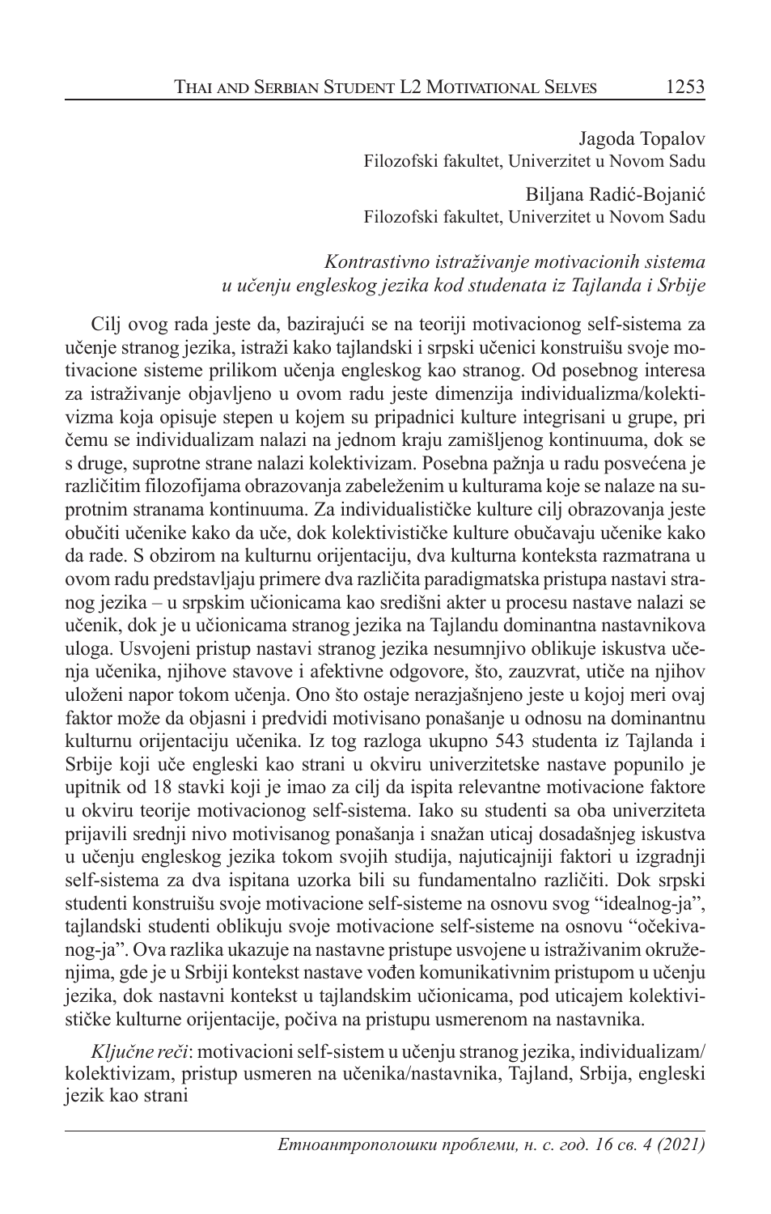Jagoda Topalov
Filozofski fakultet, Univerzitet u Novom Sadu

Biljana Radić-Bojanić
Filozofski fakultet, Univerzitet u Novom Sadu

*Kontrastivno istraživanje motivacionih sistema u učenju engleskog jezika kod studenata iz Tajlanda i Srbije*

Cilj ovog rada jeste da, bazirajući se na teoriji motivacionog self-sistema za učenje stranog jezika, istraži kako tajlandski i srpski učenici konstruišu svoje motivacione sisteme prilikom učenja engleskog kao stranog. Od posebnog interesa za istraživanje objavljeno u ovom radu jeste dimenzija individualizma/kolektivizma koja opisuje stepen u kojem su pripadnici kulture integrisani u grupe, pri čemu se individualizam nalazi na jednom kraju zamišljenog kontinuuma, dok se s druge, suprotne strane nalazi kolektivizam. Posebna pažnja u radu posvećena je različitim filozofijama obrazovanja zabeleženim u kulturama koje se nalaze na suprotnim stranama kontinuuma. Za individualističke kulture cilj obrazovanja jeste obučiti učenike kako da uče, dok kolektivističke kulture obučavaju učenike kako da rade. S obzirom na kulturnu orijentaciju, dva kulturna konteksta razmatrana u ovom radu predstavljaju primere dva različita paradigmatska pristupa nastavi stranog jezika – u srpskim učionicama kao središnji akter u procesu nastave nalazi se učenik, dok je u učionicama stranog jezika na Tajlandu dominantna nastavnikova uloga. Usvojeni pristup nastavi stranog jezika nesumnjivo oblikuje iskustva učenja učenika, njihove stavove i afektivne odgovore, što, zauzvrat, utiče na njihov uloženi napor tokom učenja. Ono što ostaje nerazjašnjeno jeste u kojoj meri ovaj faktor može da objasni i predvidi motivisano ponašanje u odnosu na dominantnu kulturnu orijentaciju učenika. Iz tog razloga ukupno 543 studenta iz Tajlanda i Srbije koji uče engleski kao strani u okviru univerzitetske nastave popunilo je upitnik od 18 stavki koji je imao za cilj da ispita relevantne motivacione faktore u okviru teorije motivacionog self-sistema. Iako su studenti sa oba univerziteta prijavili srednji nivo motivisanog ponašanja i snažan uticaj dosadašnjeg iskustva u učenju engleskog jezika tokom svojih studija, najuticajniji faktori u izgradnji self-sistema za dva ispitana uzorka bili su fundamentalno različiti. Dok srpski studenti konstruišu svoje motivacione self-sisteme na osnovu svog "idealnog-ja", tajlandski studenti oblikuju svoje motivacione self-sisteme na osnovu "očekivanog-ja". Ova razlika ukazuje na nastavne pristupe usvojene u istraživanim okruženjima, gde je u Srbiji kontekst nastave vođen komunikativnim pristupom u učenju jezika, dok nastavni kontekst u tajlandskim učionicama, pod uticajem kolektivističke kulturne orijentacije, počiva na pristupu usmerenom na nastavnika.

*Ključne reči*: motivacioni self-sistem u učenju stranog jezika, individualizam/kolektivizam, pristup usmeren na učenika/nastavnika, Tajland, Srbija, engleski jezik kao strani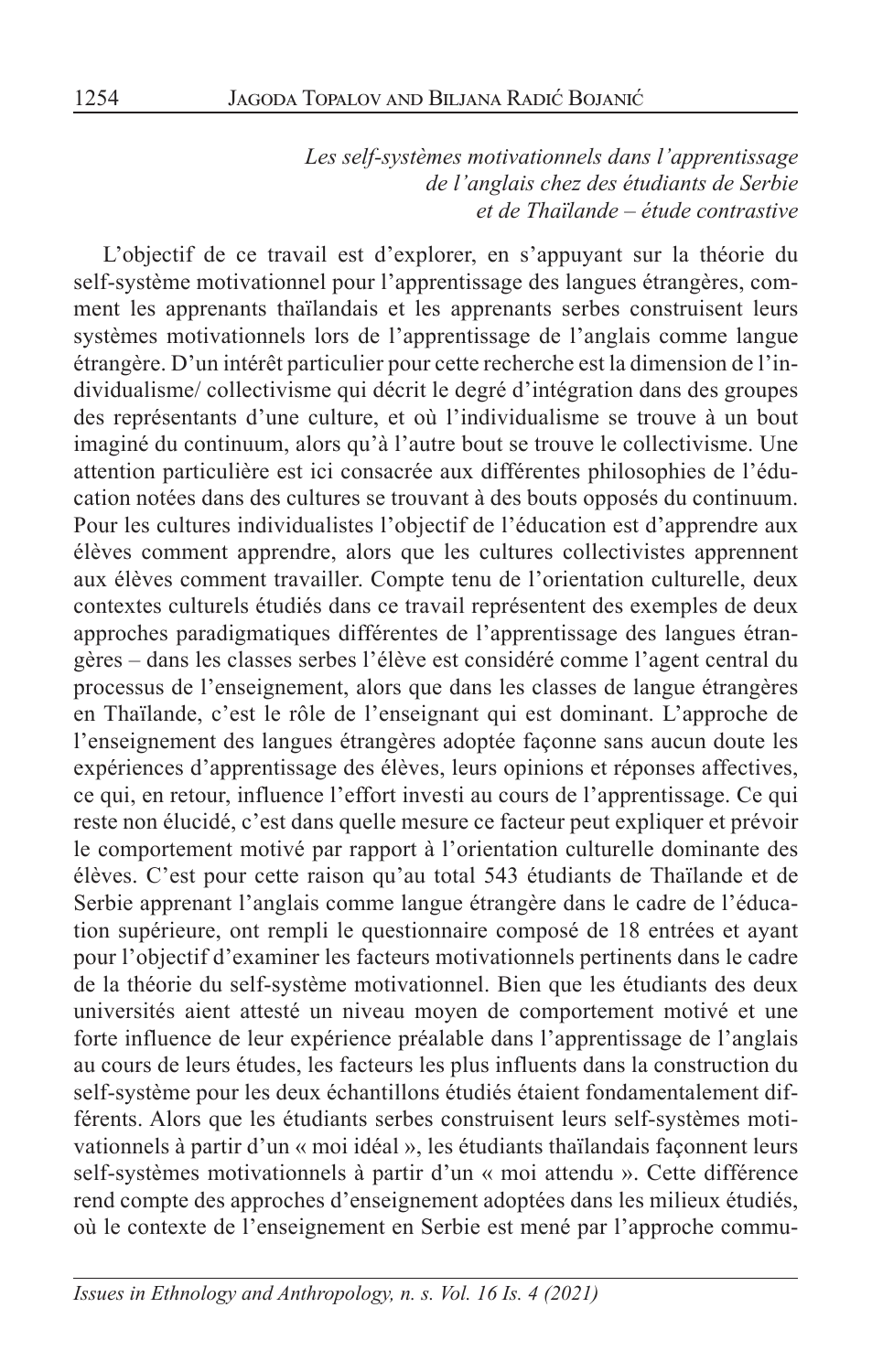*Les self-systèmes motivationnels dans l'apprentissage de l'anglais chez des étudiants de Serbie et de Thaïlande – étude contrastive*

L'objectif de ce travail est d'explorer, en s'appuyant sur la théorie du self-système motivationnel pour l'apprentissage des langues étrangères, comment les apprenants thaïlandais et les apprenants serbes construisent leurs systèmes motivationnels lors de l'apprentissage de l'anglais comme langue étrangère. D'un intérêt particulier pour cette recherche est la dimension de l'individualisme/ collectivisme qui décrit le degré d'intégration dans des groupes des représentants d'une culture, et où l'individualisme se trouve à un bout imaginé du continuum, alors qu'à l'autre bout se trouve le collectivisme. Une attention particulière est ici consacrée aux différentes philosophies de l'éducation notées dans des cultures se trouvant à des bouts opposés du continuum. Pour les cultures individualistes l'objectif de l'éducation est d'apprendre aux élèves comment apprendre, alors que les cultures collectivistes apprennent aux élèves comment travailler. Compte tenu de l'orientation culturelle, deux contextes culturels étudiés dans ce travail représentent des exemples de deux approches paradigmatiques différentes de l'apprentissage des langues étrangères – dans les classes serbes l'élève est considéré comme l'agent central du processus de l'enseignement, alors que dans les classes de langue étrangères en Thaïlande, c'est le rôle de l'enseignant qui est dominant. L'approche de l'enseignement des langues étrangères adoptée façonne sans aucun doute les expériences d'apprentissage des élèves, leurs opinions et réponses affectives, ce qui, en retour, influence l'effort investi au cours de l'apprentissage. Ce qui reste non élucidé, c'est dans quelle mesure ce facteur peut expliquer et prévoir le comportement motivé par rapport à l'orientation culturelle dominante des élèves. C'est pour cette raison qu'au total 543 étudiants de Thaïlande et de Serbie apprenant l'anglais comme langue étrangère dans le cadre de l'éducation supérieure, ont rempli le questionnaire composé de 18 entrées et ayant pour l'objectif d'examiner les facteurs motivationnels pertinents dans le cadre de la théorie du self-système motivationnel. Bien que les étudiants des deux universités aient attesté un niveau moyen de comportement motivé et une forte influence de leur expérience préalable dans l'apprentissage de l'anglais au cours de leurs études, les facteurs les plus influents dans la construction du self-système pour les deux échantillons étudiés étaient fondamentalement différents. Alors que les étudiants serbes construisent leurs self-systèmes motivationnels à partir d'un « moi idéal », les étudiants thaïlandais façonnent leurs self-systèmes motivationnels à partir d'un « moi attendu ». Cette différence rend compte des approches d'enseignement adoptées dans les milieux étudiés, où le contexte de l'enseignement en Serbie est mené par l'approche commu-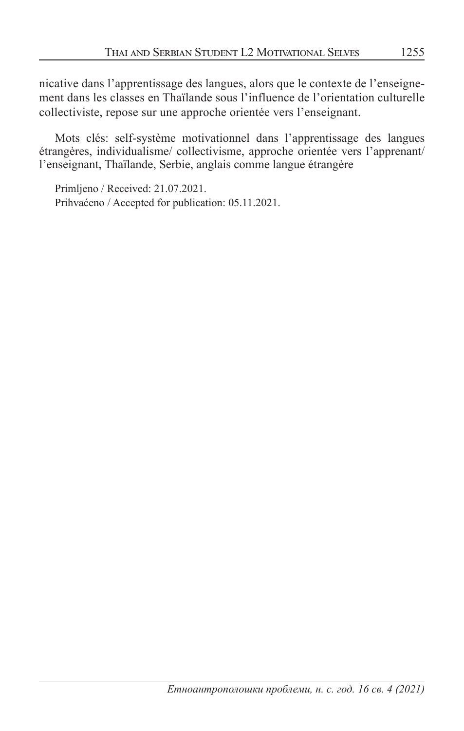nicative dans l'apprentissage des langues, alors que le contexte de l'enseignement dans les classes en Thaïlande sous l'influence de l'orientation culturelle collectiviste, repose sur une approche orientée vers l'enseignant.

Mots clés: self-système motivationnel dans l'apprentissage des langues étrangères, individualisme/ collectivisme, approche orientée vers l'apprenant/ l'enseignant, Thaïlande, Serbie, anglais comme langue étrangère

Primljeno / Received: 21.07.2021.
Prihvaćeno / Accepted for publication: 05.11.2021.